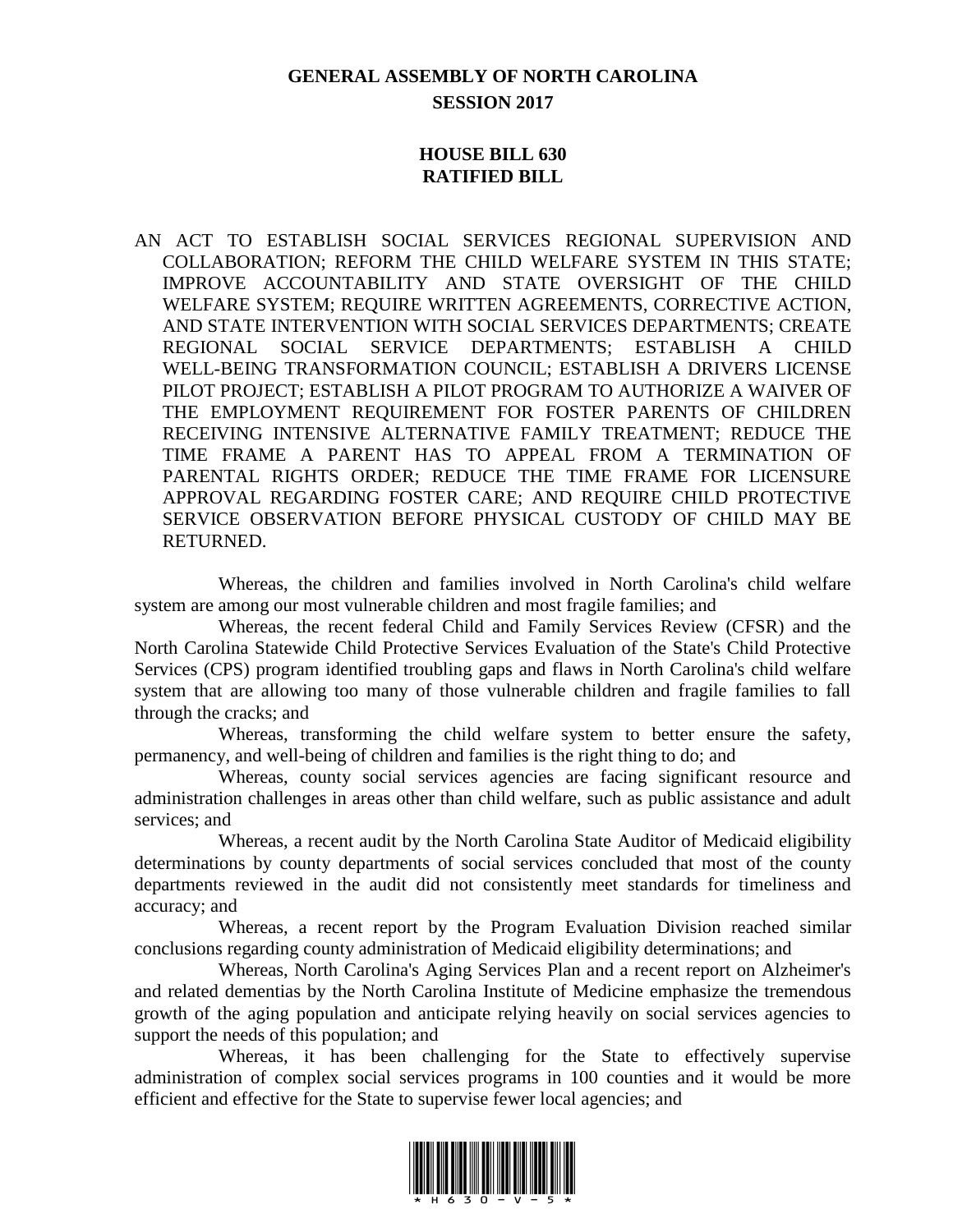# GENERAL ASSEMBLY OF NORTH CAROLINA
## SESSION 2017

## HOUSE BILL 630
## RATIFIED BILL

AN ACT TO ESTABLISH SOCIAL SERVICES REGIONAL SUPERVISION AND COLLABORATION; REFORM THE CHILD WELFARE SYSTEM IN THIS STATE; IMPROVE ACCOUNTABILITY AND STATE OVERSIGHT OF THE CHILD WELFARE SYSTEM; REQUIRE WRITTEN AGREEMENTS, CORRECTIVE ACTION, AND STATE INTERVENTION WITH SOCIAL SERVICES DEPARTMENTS; CREATE REGIONAL SOCIAL SERVICE DEPARTMENTS; ESTABLISH A CHILD WELL-BEING TRANSFORMATION COUNCIL; ESTABLISH A DRIVERS LICENSE PILOT PROJECT; ESTABLISH A PILOT PROGRAM TO AUTHORIZE A WAIVER OF THE EMPLOYMENT REQUIREMENT FOR FOSTER PARENTS OF CHILDREN RECEIVING INTENSIVE ALTERNATIVE FAMILY TREATMENT; REDUCE THE TIME FRAME A PARENT HAS TO APPEAL FROM A TERMINATION OF PARENTAL RIGHTS ORDER; REDUCE THE TIME FRAME FOR LICENSURE APPROVAL REGARDING FOSTER CARE; AND REQUIRE CHILD PROTECTIVE SERVICE OBSERVATION BEFORE PHYSICAL CUSTODY OF CHILD MAY BE RETURNED.

Whereas, the children and families involved in North Carolina's child welfare system are among our most vulnerable children and most fragile families; and

Whereas, the recent federal Child and Family Services Review (CFSR) and the North Carolina Statewide Child Protective Services Evaluation of the State's Child Protective Services (CPS) program identified troubling gaps and flaws in North Carolina's child welfare system that are allowing too many of those vulnerable children and fragile families to fall through the cracks; and

Whereas, transforming the child welfare system to better ensure the safety, permanency, and well-being of children and families is the right thing to do; and

Whereas, county social services agencies are facing significant resource and administration challenges in areas other than child welfare, such as public assistance and adult services; and

Whereas, a recent audit by the North Carolina State Auditor of Medicaid eligibility determinations by county departments of social services concluded that most of the county departments reviewed in the audit did not consistently meet standards for timeliness and accuracy; and

Whereas, a recent report by the Program Evaluation Division reached similar conclusions regarding county administration of Medicaid eligibility determinations; and

Whereas, North Carolina's Aging Services Plan and a recent report on Alzheimer's and related dementias by the North Carolina Institute of Medicine emphasize the tremendous growth of the aging population and anticipate relying heavily on social services agencies to support the needs of this population; and

Whereas, it has been challenging for the State to effectively supervise administration of complex social services programs in 100 counties and it would be more efficient and effective for the State to supervise fewer local agencies; and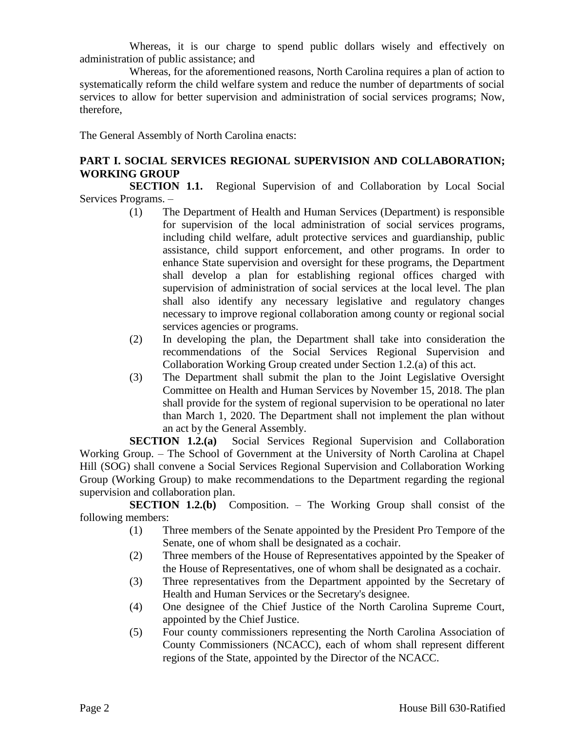Whereas, it is our charge to spend public dollars wisely and effectively on administration of public assistance; and

Whereas, for the aforementioned reasons, North Carolina requires a plan of action to systematically reform the child welfare system and reduce the number of departments of social services to allow for better supervision and administration of social services programs; Now, therefore,

The General Assembly of North Carolina enacts:

**PART I. SOCIAL SERVICES REGIONAL SUPERVISION AND COLLABORATION; WORKING GROUP**

**SECTION 1.1.** Regional Supervision of and Collaboration by Local Social Services Programs. –

(1) The Department of Health and Human Services (Department) is responsible for supervision of the local administration of social services programs, including child welfare, adult protective services and guardianship, public assistance, child support enforcement, and other programs. In order to enhance State supervision and oversight for these programs, the Department shall develop a plan for establishing regional offices charged with supervision of administration of social services at the local level. The plan shall also identify any necessary legislative and regulatory changes necessary to improve regional collaboration among county or regional social services agencies or programs.

(2) In developing the plan, the Department shall take into consideration the recommendations of the Social Services Regional Supervision and Collaboration Working Group created under Section 1.2.(a) of this act.

(3) The Department shall submit the plan to the Joint Legislative Oversight Committee on Health and Human Services by November 15, 2018. The plan shall provide for the system of regional supervision to be operational no later than March 1, 2020. The Department shall not implement the plan without an act by the General Assembly.

**SECTION 1.2.(a)** Social Services Regional Supervision and Collaboration Working Group. – The School of Government at the University of North Carolina at Chapel Hill (SOG) shall convene a Social Services Regional Supervision and Collaboration Working Group (Working Group) to make recommendations to the Department regarding the regional supervision and collaboration plan.

**SECTION 1.2.(b)** Composition. – The Working Group shall consist of the following members:

(1) Three members of the Senate appointed by the President Pro Tempore of the Senate, one of whom shall be designated as a cochair.

(2) Three members of the House of Representatives appointed by the Speaker of the House of Representatives, one of whom shall be designated as a cochair.

(3) Three representatives from the Department appointed by the Secretary of Health and Human Services or the Secretary's designee.

(4) One designee of the Chief Justice of the North Carolina Supreme Court, appointed by the Chief Justice.

(5) Four county commissioners representing the North Carolina Association of County Commissioners (NCACC), each of whom shall represent different regions of the State, appointed by the Director of the NCACC.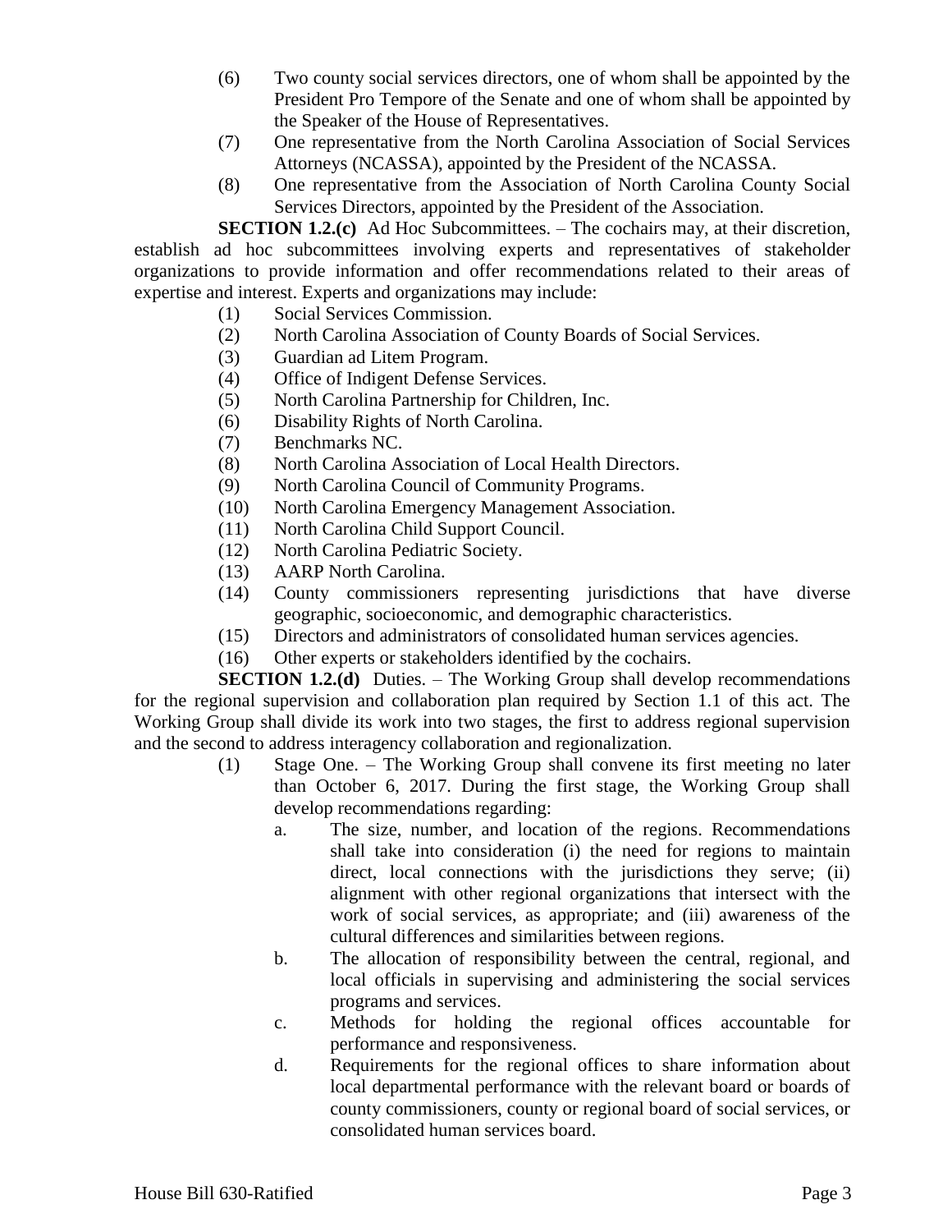(6) Two county social services directors, one of whom shall be appointed by the President Pro Tempore of the Senate and one of whom shall be appointed by the Speaker of the House of Representatives.

(7) One representative from the North Carolina Association of Social Services Attorneys (NCASSA), appointed by the President of the NCASSA.

(8) One representative from the Association of North Carolina County Social Services Directors, appointed by the President of the Association.

**SECTION 1.2.(c)** Ad Hoc Subcommittees. – The cochairs may, at their discretion, establish ad hoc subcommittees involving experts and representatives of stakeholder organizations to provide information and offer recommendations related to their areas of expertise and interest. Experts and organizations may include:

(1) Social Services Commission.

(2) North Carolina Association of County Boards of Social Services.

(3) Guardian ad Litem Program.

(4) Office of Indigent Defense Services.

(5) North Carolina Partnership for Children, Inc.

(6) Disability Rights of North Carolina.

(7) Benchmarks NC.

(8) North Carolina Association of Local Health Directors.

(9) North Carolina Council of Community Programs.

(10) North Carolina Emergency Management Association.

(11) North Carolina Child Support Council.

(12) North Carolina Pediatric Society.

(13) AARP North Carolina.

(14) County commissioners representing jurisdictions that have diverse geographic, socioeconomic, and demographic characteristics.

(15) Directors and administrators of consolidated human services agencies.

(16) Other experts or stakeholders identified by the cochairs.

**SECTION 1.2.(d)** Duties. – The Working Group shall develop recommendations for the regional supervision and collaboration plan required by Section 1.1 of this act. The Working Group shall divide its work into two stages, the first to address regional supervision and the second to address interagency collaboration and regionalization.

(1) Stage One. – The Working Group shall convene its first meeting no later than October 6, 2017. During the first stage, the Working Group shall develop recommendations regarding:

a. The size, number, and location of the regions. Recommendations shall take into consideration (i) the need for regions to maintain direct, local connections with the jurisdictions they serve; (ii) alignment with other regional organizations that intersect with the work of social services, as appropriate; and (iii) awareness of the cultural differences and similarities between regions.

b. The allocation of responsibility between the central, regional, and local officials in supervising and administering the social services programs and services.

c. Methods for holding the regional offices accountable for performance and responsiveness.

d. Requirements for the regional offices to share information about local departmental performance with the relevant board or boards of county commissioners, county or regional board of social services, or consolidated human services board.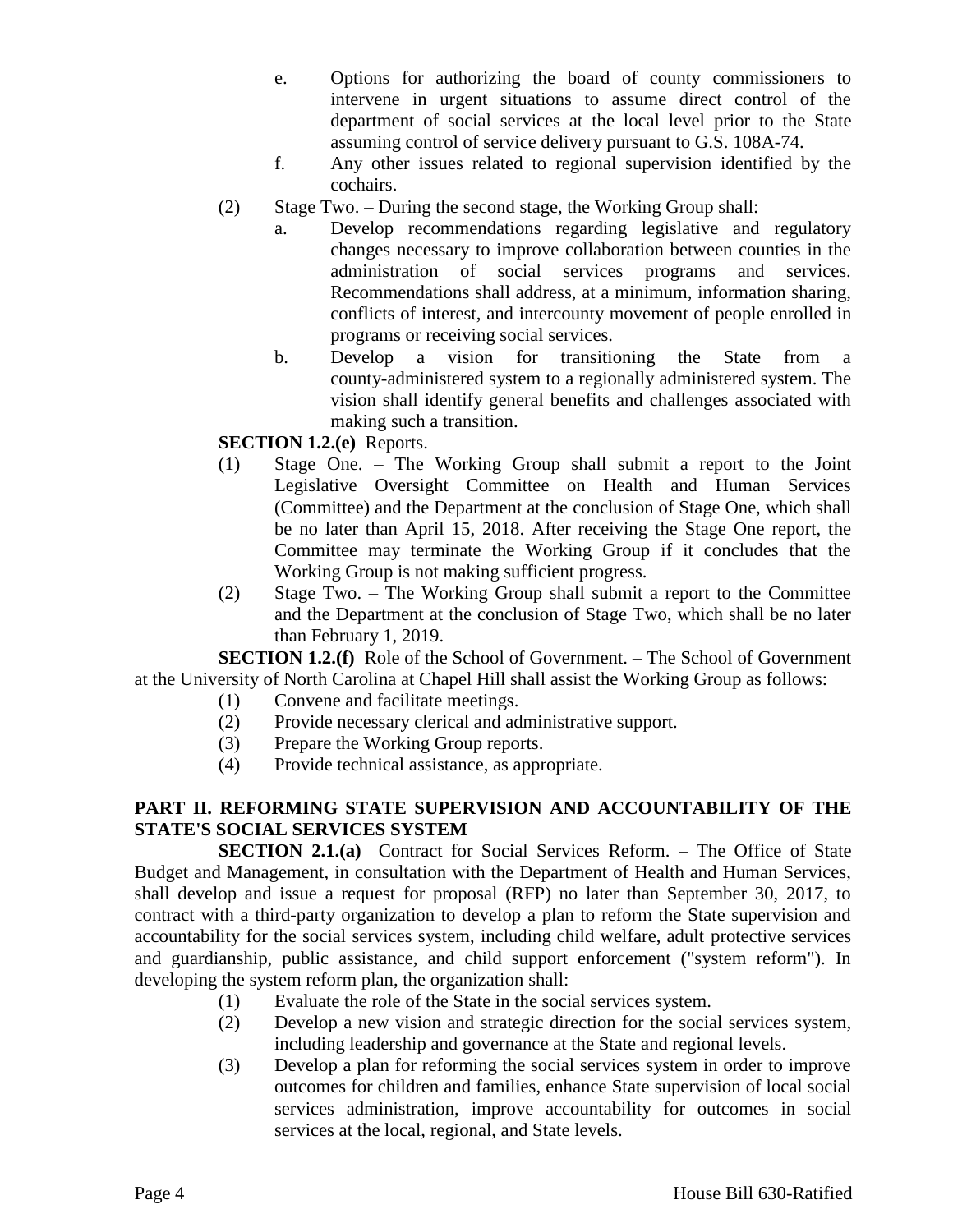e. Options for authorizing the board of county commissioners to intervene in urgent situations to assume direct control of the department of social services at the local level prior to the State assuming control of service delivery pursuant to G.S. 108A-74.

f. Any other issues related to regional supervision identified by the cochairs.

(2) Stage Two. – During the second stage, the Working Group shall:

a. Develop recommendations regarding legislative and regulatory changes necessary to improve collaboration between counties in the administration of social services programs and services. Recommendations shall address, at a minimum, information sharing, conflicts of interest, and intercounty movement of people enrolled in programs or receiving social services.

b. Develop a vision for transitioning the State from a county-administered system to a regionally administered system. The vision shall identify general benefits and challenges associated with making such a transition.

**SECTION 1.2.(e)** Reports. –

(1) Stage One. – The Working Group shall submit a report to the Joint Legislative Oversight Committee on Health and Human Services (Committee) and the Department at the conclusion of Stage One, which shall be no later than April 15, 2018. After receiving the Stage One report, the Committee may terminate the Working Group if it concludes that the Working Group is not making sufficient progress.

(2) Stage Two. – The Working Group shall submit a report to the Committee and the Department at the conclusion of Stage Two, which shall be no later than February 1, 2019.

**SECTION 1.2.(f)** Role of the School of Government. – The School of Government at the University of North Carolina at Chapel Hill shall assist the Working Group as follows:

(1) Convene and facilitate meetings.
(2) Provide necessary clerical and administrative support.
(3) Prepare the Working Group reports.
(4) Provide technical assistance, as appropriate.

## PART II. REFORMING STATE SUPERVISION AND ACCOUNTABILITY OF THE STATE'S SOCIAL SERVICES SYSTEM

**SECTION 2.1.(a)** Contract for Social Services Reform. – The Office of State Budget and Management, in consultation with the Department of Health and Human Services, shall develop and issue a request for proposal (RFP) no later than September 30, 2017, to contract with a third-party organization to develop a plan to reform the State supervision and accountability for the social services system, including child welfare, adult protective services and guardianship, public assistance, and child support enforcement ("system reform"). In developing the system reform plan, the organization shall:

(1) Evaluate the role of the State in the social services system.
(2) Develop a new vision and strategic direction for the social services system, including leadership and governance at the State and regional levels.
(3) Develop a plan for reforming the social services system in order to improve outcomes for children and families, enhance State supervision of local social services administration, improve accountability for outcomes in social services at the local, regional, and State levels.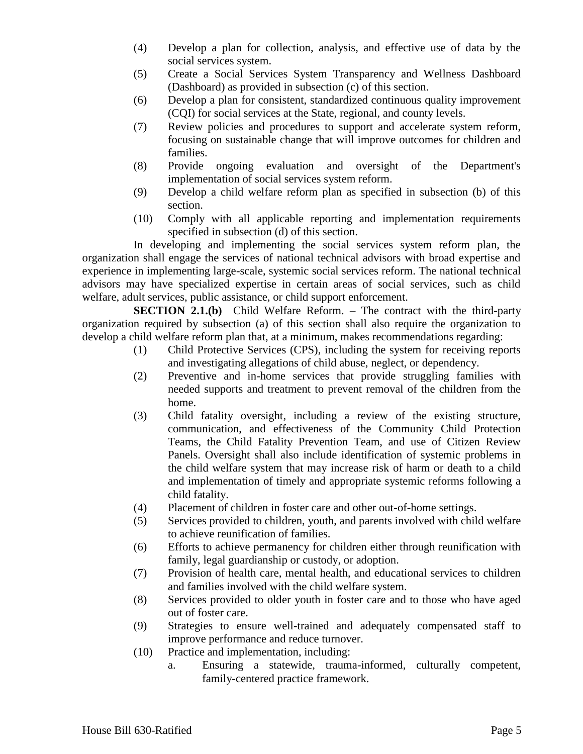(4) Develop a plan for collection, analysis, and effective use of data by the social services system.

(5) Create a Social Services System Transparency and Wellness Dashboard (Dashboard) as provided in subsection (c) of this section.

(6) Develop a plan for consistent, standardized continuous quality improvement (CQI) for social services at the State, regional, and county levels.

(7) Review policies and procedures to support and accelerate system reform, focusing on sustainable change that will improve outcomes for children and families.

(8) Provide ongoing evaluation and oversight of the Department's implementation of social services system reform.

(9) Develop a child welfare reform plan as specified in subsection (b) of this section.

(10) Comply with all applicable reporting and implementation requirements specified in subsection (d) of this section.

In developing and implementing the social services system reform plan, the organization shall engage the services of national technical advisors with broad expertise and experience in implementing large-scale, systemic social services reform. The national technical advisors may have specialized expertise in certain areas of social services, such as child welfare, adult services, public assistance, or child support enforcement.

**SECTION 2.1.(b)** Child Welfare Reform. – The contract with the third-party organization required by subsection (a) of this section shall also require the organization to develop a child welfare reform plan that, at a minimum, makes recommendations regarding:

(1) Child Protective Services (CPS), including the system for receiving reports and investigating allegations of child abuse, neglect, or dependency.

(2) Preventive and in-home services that provide struggling families with needed supports and treatment to prevent removal of the children from the home.

(3) Child fatality oversight, including a review of the existing structure, communication, and effectiveness of the Community Child Protection Teams, the Child Fatality Prevention Team, and use of Citizen Review Panels. Oversight shall also include identification of systemic problems in the child welfare system that may increase risk of harm or death to a child and implementation of timely and appropriate systemic reforms following a child fatality.

(4) Placement of children in foster care and other out-of-home settings.

(5) Services provided to children, youth, and parents involved with child welfare to achieve reunification of families.

(6) Efforts to achieve permanency for children either through reunification with family, legal guardianship or custody, or adoption.

(7) Provision of health care, mental health, and educational services to children and families involved with the child welfare system.

(8) Services provided to older youth in foster care and to those who have aged out of foster care.

(9) Strategies to ensure well-trained and adequately compensated staff to improve performance and reduce turnover.

(10) Practice and implementation, including:

a. Ensuring a statewide, trauma-informed, culturally competent, family-centered practice framework.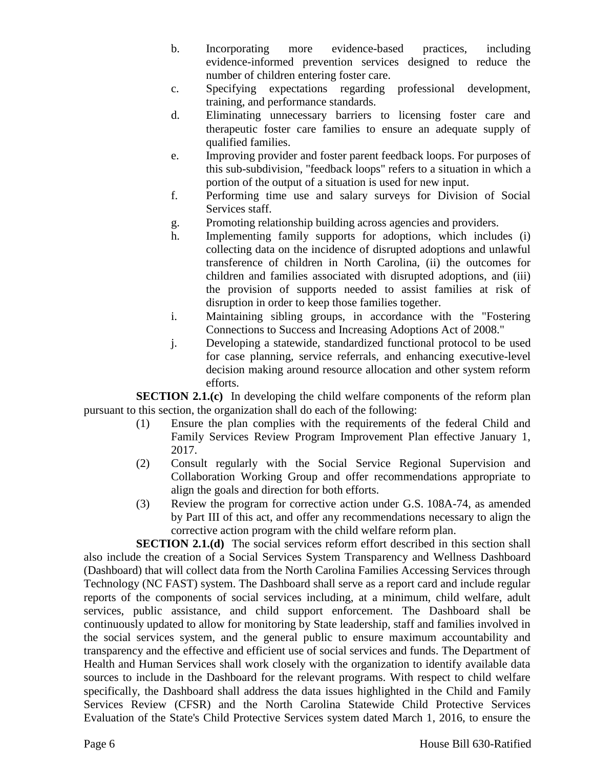b. Incorporating more evidence-based practices, including evidence-informed prevention services designed to reduce the number of children entering foster care.

c. Specifying expectations regarding professional development, training, and performance standards.

d. Eliminating unnecessary barriers to licensing foster care and therapeutic foster care families to ensure an adequate supply of qualified families.

e. Improving provider and foster parent feedback loops. For purposes of this sub-subdivision, "feedback loops" refers to a situation in which a portion of the output of a situation is used for new input.

f. Performing time use and salary surveys for Division of Social Services staff.

g. Promoting relationship building across agencies and providers.

h. Implementing family supports for adoptions, which includes (i) collecting data on the incidence of disrupted adoptions and unlawful transference of children in North Carolina, (ii) the outcomes for children and families associated with disrupted adoptions, and (iii) the provision of supports needed to assist families at risk of disruption in order to keep those families together.

i. Maintaining sibling groups, in accordance with the "Fostering Connections to Success and Increasing Adoptions Act of 2008."

j. Developing a statewide, standardized functional protocol to be used for case planning, service referrals, and enhancing executive-level decision making around resource allocation and other system reform efforts.

**SECTION 2.1.(c)** In developing the child welfare components of the reform plan pursuant to this section, the organization shall do each of the following:

(1) Ensure the plan complies with the requirements of the federal Child and Family Services Review Program Improvement Plan effective January 1, 2017.

(2) Consult regularly with the Social Service Regional Supervision and Collaboration Working Group and offer recommendations appropriate to align the goals and direction for both efforts.

(3) Review the program for corrective action under G.S. 108A-74, as amended by Part III of this act, and offer any recommendations necessary to align the corrective action program with the child welfare reform plan.

**SECTION 2.1.(d)** The social services reform effort described in this section shall also include the creation of a Social Services System Transparency and Wellness Dashboard (Dashboard) that will collect data from the North Carolina Families Accessing Services through Technology (NC FAST) system. The Dashboard shall serve as a report card and include regular reports of the components of social services including, at a minimum, child welfare, adult services, public assistance, and child support enforcement. The Dashboard shall be continuously updated to allow for monitoring by State leadership, staff and families involved in the social services system, and the general public to ensure maximum accountability and transparency and the effective and efficient use of social services and funds. The Department of Health and Human Services shall work closely with the organization to identify available data sources to include in the Dashboard for the relevant programs. With respect to child welfare specifically, the Dashboard shall address the data issues highlighted in the Child and Family Services Review (CFSR) and the North Carolina Statewide Child Protective Services Evaluation of the State's Child Protective Services system dated March 1, 2016, to ensure the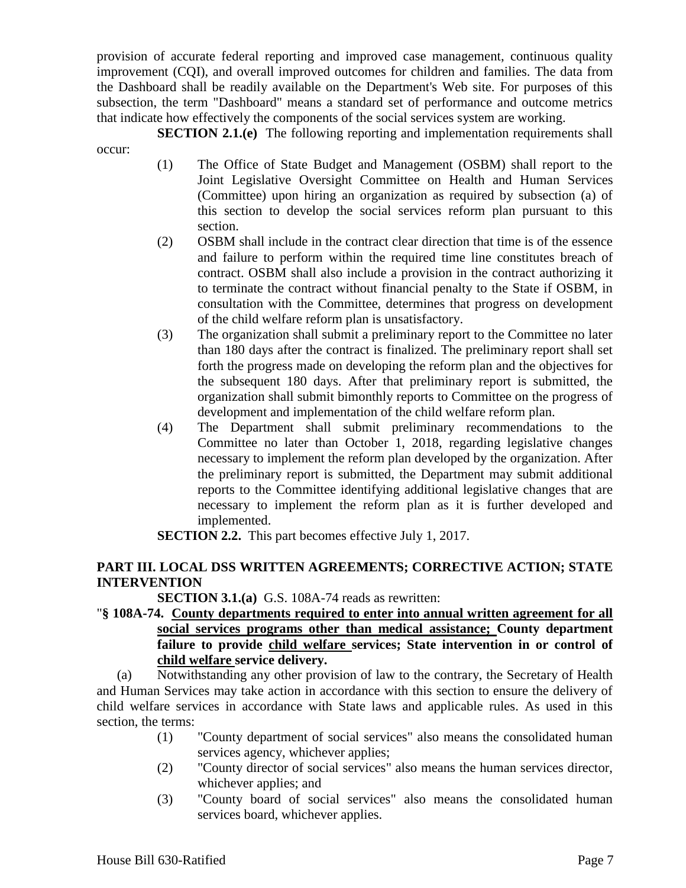provision of accurate federal reporting and improved case management, continuous quality improvement (CQI), and overall improved outcomes for children and families. The data from the Dashboard shall be readily available on the Department's Web site. For purposes of this subsection, the term "Dashboard" means a standard set of performance and outcome metrics that indicate how effectively the components of the social services system are working.

**SECTION 2.1.(e)** The following reporting and implementation requirements shall occur:

(1) The Office of State Budget and Management (OSBM) shall report to the Joint Legislative Oversight Committee on Health and Human Services (Committee) upon hiring an organization as required by subsection (a) of this section to develop the social services reform plan pursuant to this section.

(2) OSBM shall include in the contract clear direction that time is of the essence and failure to perform within the required time line constitutes breach of contract. OSBM shall also include a provision in the contract authorizing it to terminate the contract without financial penalty to the State if OSBM, in consultation with the Committee, determines that progress on development of the child welfare reform plan is unsatisfactory.

(3) The organization shall submit a preliminary report to the Committee no later than 180 days after the contract is finalized. The preliminary report shall set forth the progress made on developing the reform plan and the objectives for the subsequent 180 days. After that preliminary report is submitted, the organization shall submit bimonthly reports to Committee on the progress of development and implementation of the child welfare reform plan.

(4) The Department shall submit preliminary recommendations to the Committee no later than October 1, 2018, regarding legislative changes necessary to implement the reform plan developed by the organization. After the preliminary report is submitted, the Department may submit additional reports to the Committee identifying additional legislative changes that are necessary to implement the reform plan as it is further developed and implemented.

**SECTION 2.2.** This part becomes effective July 1, 2017.

## PART III. LOCAL DSS WRITTEN AGREEMENTS; CORRECTIVE ACTION; STATE INTERVENTION

**SECTION 3.1.(a)** G.S. 108A-74 reads as rewritten:

"**§ 108A-74. County departments required to enter into annual written agreement for all social services programs other than medical assistance; County department failure to provide child welfare services; State intervention in or control of child welfare service delivery.**

(a) Notwithstanding any other provision of law to the contrary, the Secretary of Health and Human Services may take action in accordance with this section to ensure the delivery of child welfare services in accordance with State laws and applicable rules. As used in this section, the terms:

(1) "County department of social services" also means the consolidated human services agency, whichever applies;

(2) "County director of social services" also means the human services director, whichever applies; and

(3) "County board of social services" also means the consolidated human services board, whichever applies.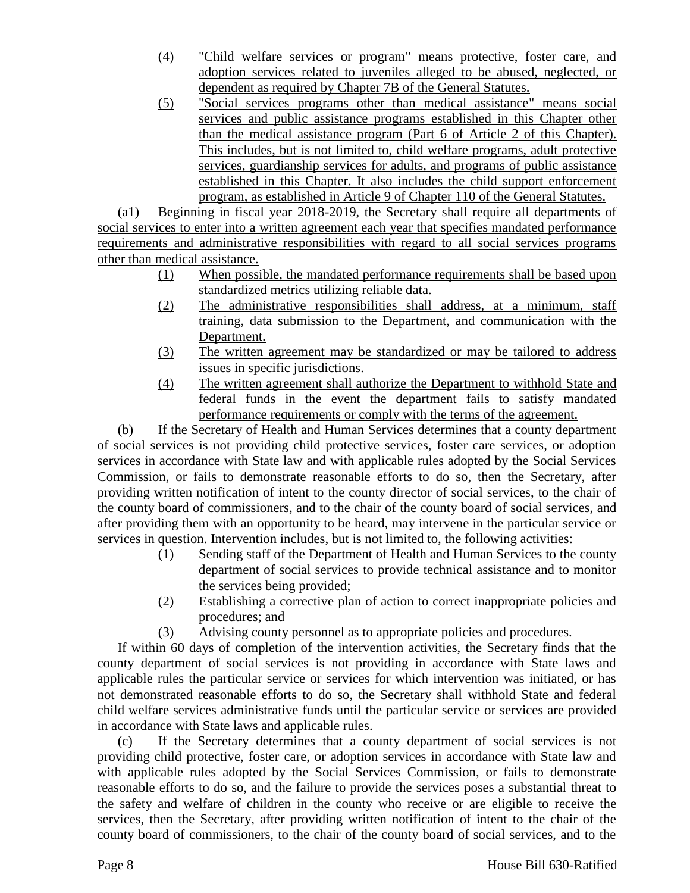(4) "Child welfare services or program" means protective, foster care, and adoption services related to juveniles alleged to be abused, neglected, or dependent as required by Chapter 7B of the General Statutes.

(5) "Social services programs other than medical assistance" means social services and public assistance programs established in this Chapter other than the medical assistance program (Part 6 of Article 2 of this Chapter). This includes, but is not limited to, child welfare programs, adult protective services, guardianship services for adults, and programs of public assistance established in this Chapter. It also includes the child support enforcement program, as established in Article 9 of Chapter 110 of the General Statutes.

(a1) Beginning in fiscal year 2018-2019, the Secretary shall require all departments of social services to enter into a written agreement each year that specifies mandated performance requirements and administrative responsibilities with regard to all social services programs other than medical assistance.

(1) When possible, the mandated performance requirements shall be based upon standardized metrics utilizing reliable data.

(2) The administrative responsibilities shall address, at a minimum, staff training, data submission to the Department, and communication with the Department.

(3) The written agreement may be standardized or may be tailored to address issues in specific jurisdictions.

(4) The written agreement shall authorize the Department to withhold State and federal funds in the event the department fails to satisfy mandated performance requirements or comply with the terms of the agreement.

(b) If the Secretary of Health and Human Services determines that a county department of social services is not providing child protective services, foster care services, or adoption services in accordance with State law and with applicable rules adopted by the Social Services Commission, or fails to demonstrate reasonable efforts to do so, then the Secretary, after providing written notification of intent to the county director of social services, to the chair of the county board of commissioners, and to the chair of the county board of social services, and after providing them with an opportunity to be heard, may intervene in the particular service or services in question. Intervention includes, but is not limited to, the following activities:

(1) Sending staff of the Department of Health and Human Services to the county department of social services to provide technical assistance and to monitor the services being provided;

(2) Establishing a corrective plan of action to correct inappropriate policies and procedures; and

(3) Advising county personnel as to appropriate policies and procedures.

If within 60 days of completion of the intervention activities, the Secretary finds that the county department of social services is not providing in accordance with State laws and applicable rules the particular service or services for which intervention was initiated, or has not demonstrated reasonable efforts to do so, the Secretary shall withhold State and federal child welfare services administrative funds until the particular service or services are provided in accordance with State laws and applicable rules.

(c) If the Secretary determines that a county department of social services is not providing child protective, foster care, or adoption services in accordance with State law and with applicable rules adopted by the Social Services Commission, or fails to demonstrate reasonable efforts to do so, and the failure to provide the services poses a substantial threat to the safety and welfare of children in the county who receive or are eligible to receive the services, then the Secretary, after providing written notification of intent to the chair of the county board of commissioners, to the chair of the county board of social services, and to the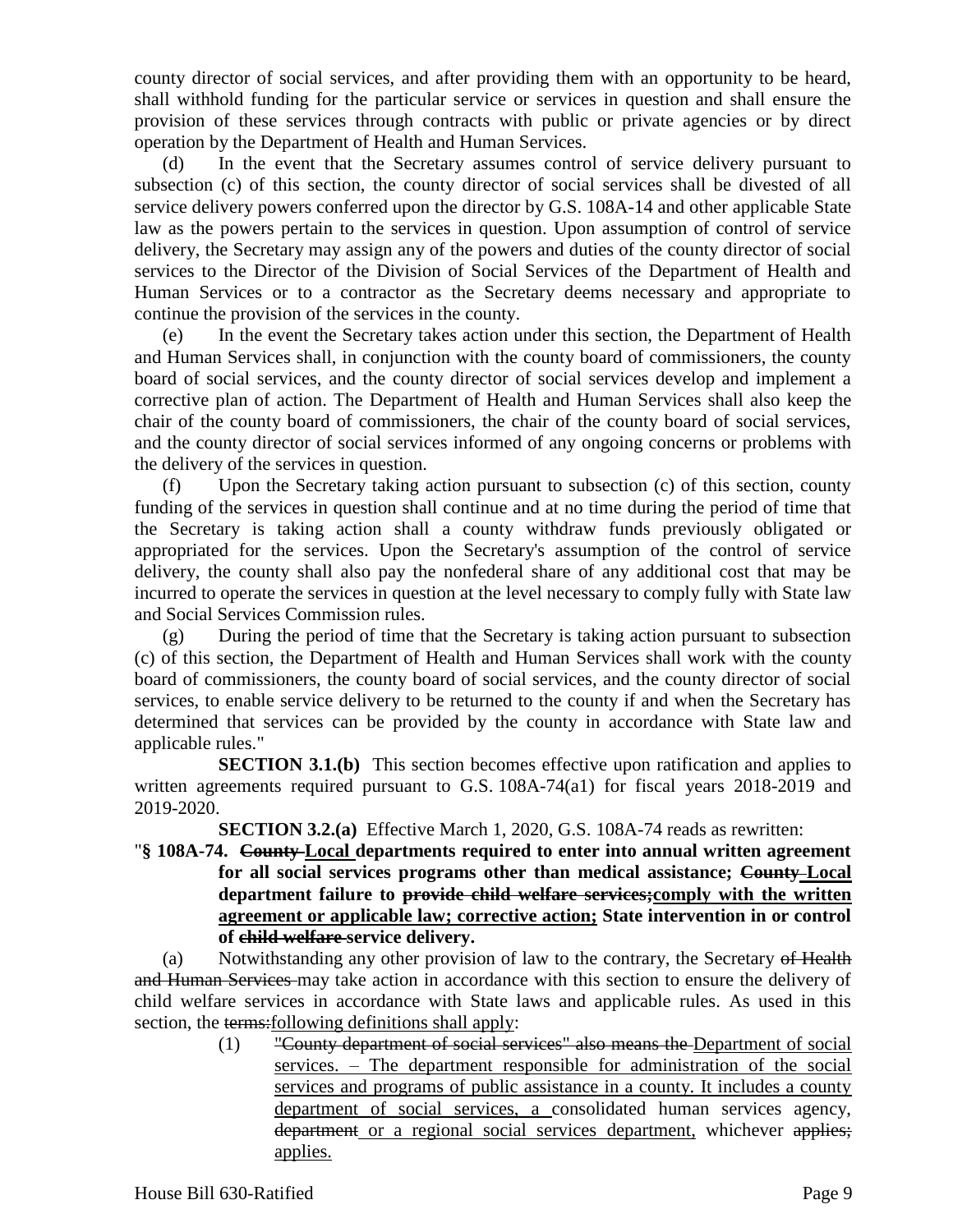county director of social services, and after providing them with an opportunity to be heard, shall withhold funding for the particular service or services in question and shall ensure the provision of these services through contracts with public or private agencies or by direct operation by the Department of Health and Human Services.

(d) In the event that the Secretary assumes control of service delivery pursuant to subsection (c) of this section, the county director of social services shall be divested of all service delivery powers conferred upon the director by G.S. 108A-14 and other applicable State law as the powers pertain to the services in question. Upon assumption of control of service delivery, the Secretary may assign any of the powers and duties of the county director of social services to the Director of the Division of Social Services of the Department of Health and Human Services or to a contractor as the Secretary deems necessary and appropriate to continue the provision of the services in the county.

(e) In the event the Secretary takes action under this section, the Department of Health and Human Services shall, in conjunction with the county board of commissioners, the county board of social services, and the county director of social services develop and implement a corrective plan of action. The Department of Health and Human Services shall also keep the chair of the county board of commissioners, the chair of the county board of social services, and the county director of social services informed of any ongoing concerns or problems with the delivery of the services in question.

(f) Upon the Secretary taking action pursuant to subsection (c) of this section, county funding of the services in question shall continue and at no time during the period of time that the Secretary is taking action shall a county withdraw funds previously obligated or appropriated for the services. Upon the Secretary's assumption of the control of service delivery, the county shall also pay the nonfederal share of any additional cost that may be incurred to operate the services in question at the level necessary to comply fully with State law and Social Services Commission rules.

(g) During the period of time that the Secretary is taking action pursuant to subsection (c) of this section, the Department of Health and Human Services shall work with the county board of commissioners, the county board of social services, and the county director of social services, to enable service delivery to be returned to the county if and when the Secretary has determined that services can be provided by the county in accordance with State law and applicable rules."

**SECTION 3.1.(b)** This section becomes effective upon ratification and applies to written agreements required pursuant to G.S. 108A-74(a1) for fiscal years 2018-2019 and 2019-2020.

**SECTION 3.2.(a)** Effective March 1, 2020, G.S. 108A-74 reads as rewritten:

"**§ 108A-74. ~~County~~ Local departments required to enter into annual written agreement for all social services programs other than medical assistance; ~~County~~ Local department failure to ~~provide child welfare services;~~comply with the written agreement or applicable law; corrective action; State intervention in or control of ~~child welfare~~ service delivery.**

(a) Notwithstanding any other provision of law to the contrary, the Secretary ~~of Health and Human Services~~ may take action in accordance with this section to ensure the delivery of child welfare services in accordance with State laws and applicable rules. As used in this section, the ~~terms:~~following definitions shall apply:

(1) ~~"County department of social services" also means the~~ Department of social services. – The department responsible for administration of the social services and programs of public assistance in a county. It includes a county department of social services, a consolidated human services agency, ~~department~~ or a regional social services department, whichever ~~applies;~~ applies.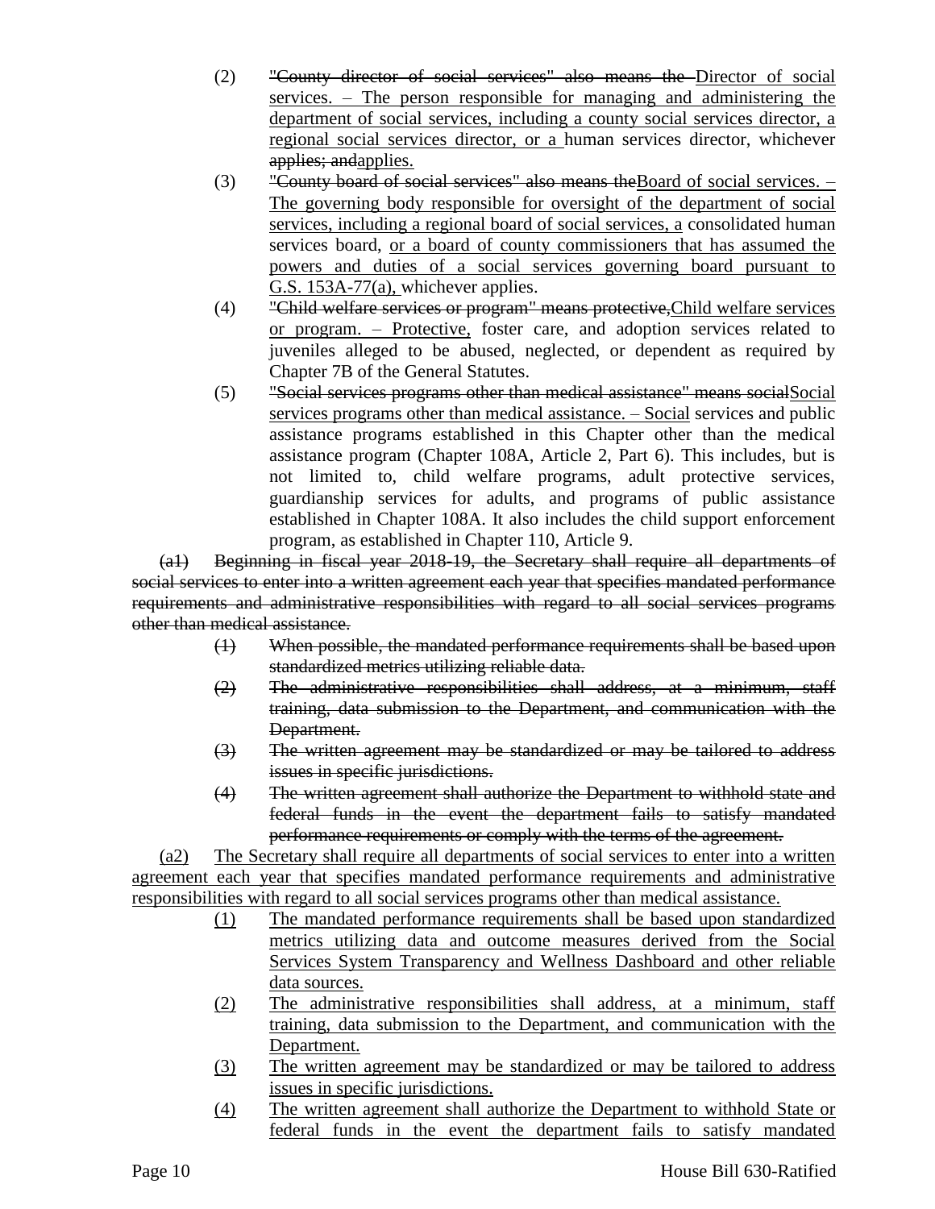(2) ~~"County director of social services" also means the~~ Director of social services. – The person responsible for managing and administering the department of social services, including a county social services director, a regional social services director, or a human services director, whichever ~~applies; and~~applies.

(3) ~~"County board of social services" also means the~~Board of social services. – The governing body responsible for oversight of the department of social services, including a regional board of social services, a consolidated human services board, or a board of county commissioners that has assumed the powers and duties of a social services governing board pursuant to G.S. 153A-77(a), whichever applies.

(4) ~~"Child welfare services or program" means protective,~~Child welfare services or program. – Protective, foster care, and adoption services related to juveniles alleged to be abused, neglected, or dependent as required by Chapter 7B of the General Statutes.

(5) ~~"Social services programs other than medical assistance" means social~~Social services programs other than medical assistance. – Social services and public assistance programs established in this Chapter other than the medical assistance program (Chapter 108A, Article 2, Part 6). This includes, but is not limited to, child welfare programs, adult protective services, guardianship services for adults, and programs of public assistance established in Chapter 108A. It also includes the child support enforcement program, as established in Chapter 110, Article 9.

~~(a1) Beginning in fiscal year 2018-19, the Secretary shall require all departments of social services to enter into a written agreement each year that specifies mandated performance requirements and administrative responsibilities with regard to all social services programs other than medical assistance.~~

~~(1) When possible, the mandated performance requirements shall be based upon standardized metrics utilizing reliable data.~~

~~(2) The administrative responsibilities shall address, at a minimum, staff training, data submission to the Department, and communication with the Department.~~

~~(3) The written agreement may be standardized or may be tailored to address issues in specific jurisdictions.~~

~~(4) The written agreement shall authorize the Department to withhold state and federal funds in the event the department fails to satisfy mandated performance requirements or comply with the terms of the agreement.~~

(a2) The Secretary shall require all departments of social services to enter into a written agreement each year that specifies mandated performance requirements and administrative responsibilities with regard to all social services programs other than medical assistance.

(1) The mandated performance requirements shall be based upon standardized metrics utilizing data and outcome measures derived from the Social Services System Transparency and Wellness Dashboard and other reliable data sources.

(2) The administrative responsibilities shall address, at a minimum, staff training, data submission to the Department, and communication with the Department.

(3) The written agreement may be standardized or may be tailored to address issues in specific jurisdictions.

(4) The written agreement shall authorize the Department to withhold State or federal funds in the event the department fails to satisfy mandated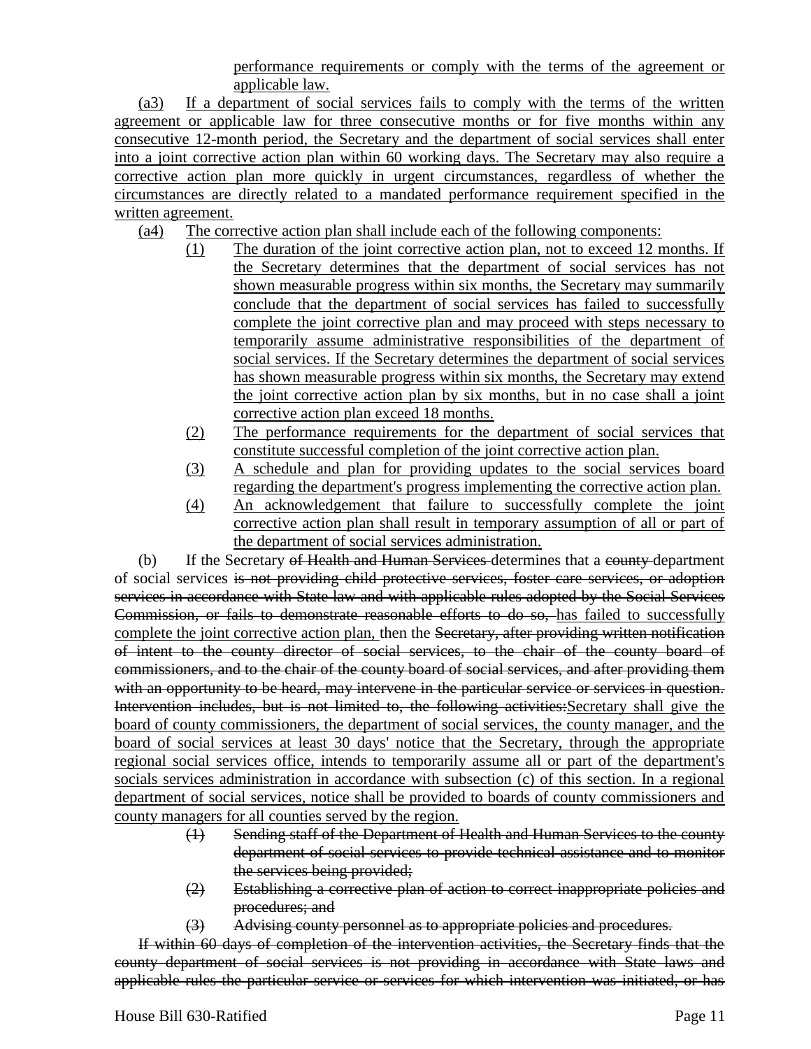performance requirements or comply with the terms of the agreement or applicable law.

(a3) If a department of social services fails to comply with the terms of the written agreement or applicable law for three consecutive months or for five months within any consecutive 12-month period, the Secretary and the department of social services shall enter into a joint corrective action plan within 60 working days. The Secretary may also require a corrective action plan more quickly in urgent circumstances, regardless of whether the circumstances are directly related to a mandated performance requirement specified in the written agreement.

(a4) The corrective action plan shall include each of the following components:

(1) The duration of the joint corrective action plan, not to exceed 12 months. If the Secretary determines that the department of social services has not shown measurable progress within six months, the Secretary may summarily conclude that the department of social services has failed to successfully complete the joint corrective plan and may proceed with steps necessary to temporarily assume administrative responsibilities of the department of social services. If the Secretary determines the department of social services has shown measurable progress within six months, the Secretary may extend the joint corrective action plan by six months, but in no case shall a joint corrective action plan exceed 18 months.

(2) The performance requirements for the department of social services that constitute successful completion of the joint corrective action plan.

(3) A schedule and plan for providing updates to the social services board regarding the department's progress implementing the corrective action plan.

(4) An acknowledgement that failure to successfully complete the joint corrective action plan shall result in temporary assumption of all or part of the department of social services administration.

(b) If the Secretary ~~of Health and Human Services~~ determines that a ~~county~~ department of social services ~~is not providing child protective services, foster care services, or adoption services in accordance with State law and with applicable rules adopted by the Social Services Commission, or fails to demonstrate reasonable efforts to do so,~~ has failed to successfully complete the joint corrective action plan, then the ~~Secretary, after providing written notification of intent to the county director of social services, to the chair of the county board of commissioners, and to the chair of the county board of social services, and after providing them with an opportunity to be heard, may intervene in the particular service or services in question. Intervention includes, but is not limited to, the following activities:~~Secretary shall give the board of county commissioners, the department of social services, the county manager, and the board of social services at least 30 days' notice that the Secretary, through the appropriate regional social services office, intends to temporarily assume all or part of the department's socials services administration in accordance with subsection (c) of this section. In a regional department of social services, notice shall be provided to boards of county commissioners and county managers for all counties served by the region.

~~(1) Sending staff of the Department of Health and Human Services to the county department of social services to provide technical assistance and to monitor the services being provided;~~

~~(2) Establishing a corrective plan of action to correct inappropriate policies and procedures; and~~

~~(3) Advising county personnel as to appropriate policies and procedures.~~

~~If within 60 days of completion of the intervention activities, the Secretary finds that the county department of social services is not providing in accordance with State laws and applicable rules the particular service or services for which intervention was initiated, or has~~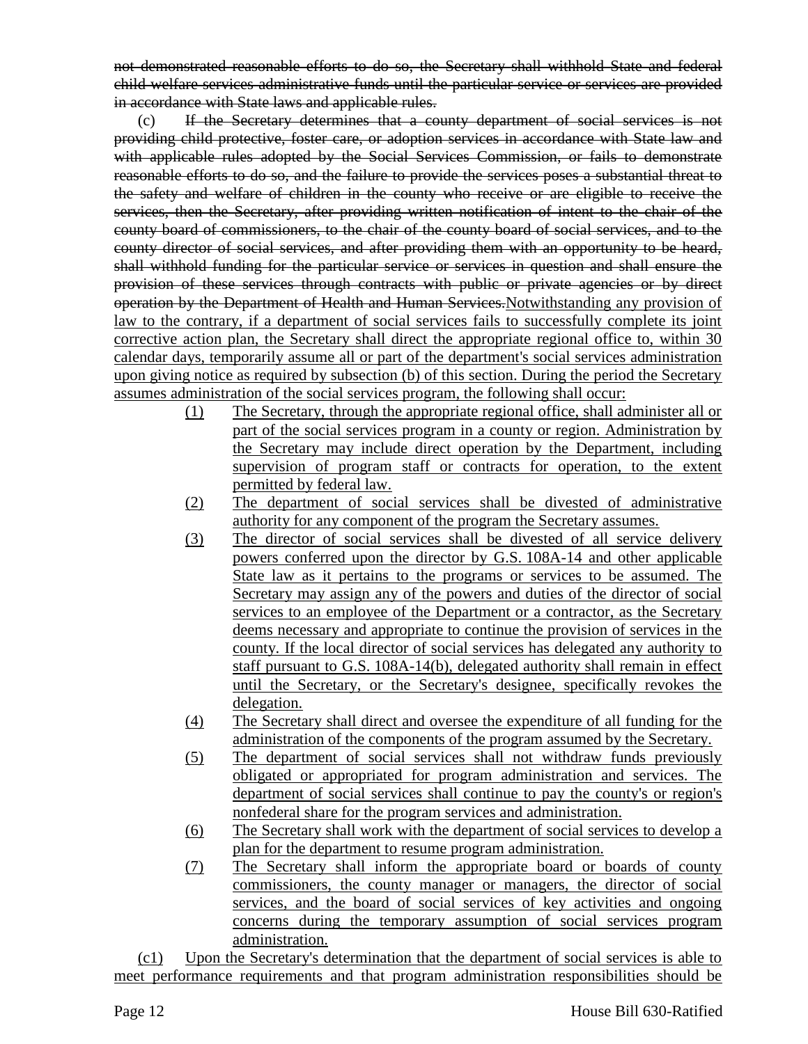~~not demonstrated reasonable efforts to do so, the Secretary shall withhold State and federal child welfare services administrative funds until the particular service or services are provided in accordance with State laws and applicable rules.~~

(c) ~~If the Secretary determines that a county department of social services is not providing child protective, foster care, or adoption services in accordance with State law and with applicable rules adopted by the Social Services Commission, or fails to demonstrate reasonable efforts to do so, and the failure to provide the services poses a substantial threat to the safety and welfare of children in the county who receive or are eligible to receive the services, then the Secretary, after providing written notification of intent to the chair of the county board of commissioners, to the chair of the county board of social services, and to the county director of social services, and after providing them with an opportunity to be heard, shall withhold funding for the particular service or services in question and shall ensure the provision of these services through contracts with public or private agencies or by direct operation by the Department of Health and Human Services.~~<u>Notwithstanding any provision of law to the contrary, if a department of social services fails to successfully complete its joint corrective action plan, the Secretary shall direct the appropriate regional office to, within 30 calendar days, temporarily assume all or part of the department's social services administration upon giving notice as required by subsection (b) of this section. During the period the Secretary assumes administration of the social services program, the following shall occur:</u>

<u>(1) The Secretary, through the appropriate regional office, shall administer all or part of the social services program in a county or region. Administration by the Secretary may include direct operation by the Department, including supervision of program staff or contracts for operation, to the extent permitted by federal law.</u>

<u>(2) The department of social services shall be divested of administrative authority for any component of the program the Secretary assumes.</u>

<u>(3) The director of social services shall be divested of all service delivery powers conferred upon the director by G.S. 108A-14 and other applicable State law as it pertains to the programs or services to be assumed. The Secretary may assign any of the powers and duties of the director of social services to an employee of the Department or a contractor, as the Secretary deems necessary and appropriate to continue the provision of services in the county. If the local director of social services has delegated any authority to staff pursuant to G.S. 108A-14(b), delegated authority shall remain in effect until the Secretary, or the Secretary's designee, specifically revokes the delegation.</u>

<u>(4) The Secretary shall direct and oversee the expenditure of all funding for the administration of the components of the program assumed by the Secretary.</u>

<u>(5) The department of social services shall not withdraw funds previously obligated or appropriated for program administration and services. The department of social services shall continue to pay the county's or region's nonfederal share for the program services and administration.</u>

<u>(6) The Secretary shall work with the department of social services to develop a plan for the department to resume program administration.</u>

<u>(7) The Secretary shall inform the appropriate board or boards of county commissioners, the county manager or managers, the director of social services, and the board of social services of key activities and ongoing concerns during the temporary assumption of social services program administration.</u>

<u>(c1) Upon the Secretary's determination that the department of social services is able to meet performance requirements and that program administration responsibilities should be</u>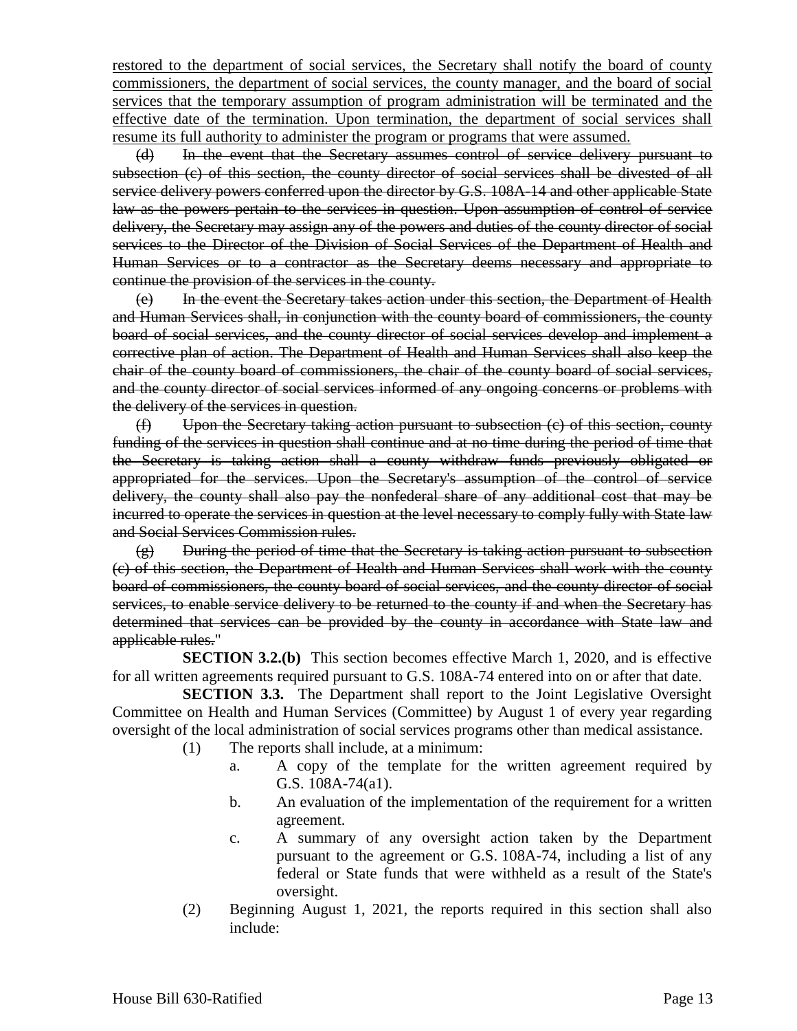<u>restored to the department of social services, the Secretary shall notify the board of county commissioners, the department of social services, the county manager, and the board of social services that the temporary assumption of program administration will be terminated and the effective date of the termination. Upon termination, the department of social services shall resume its full authority to administer the program or programs that were assumed.</u>

~~(d) In the event that the Secretary assumes control of service delivery pursuant to subsection (c) of this section, the county director of social services shall be divested of all service delivery powers conferred upon the director by G.S. 108A-14 and other applicable State law as the powers pertain to the services in question. Upon assumption of control of service delivery, the Secretary may assign any of the powers and duties of the county director of social services to the Director of the Division of Social Services of the Department of Health and Human Services or to a contractor as the Secretary deems necessary and appropriate to continue the provision of the services in the county.~~

~~(e) In the event the Secretary takes action under this section, the Department of Health and Human Services shall, in conjunction with the county board of commissioners, the county board of social services, and the county director of social services develop and implement a corrective plan of action. The Department of Health and Human Services shall also keep the chair of the county board of commissioners, the chair of the county board of social services, and the county director of social services informed of any ongoing concerns or problems with the delivery of the services in question.~~

~~(f) Upon the Secretary taking action pursuant to subsection (c) of this section, county funding of the services in question shall continue and at no time during the period of time that the Secretary is taking action shall a county withdraw funds previously obligated or appropriated for the services. Upon the Secretary's assumption of the control of service delivery, the county shall also pay the nonfederal share of any additional cost that may be incurred to operate the services in question at the level necessary to comply fully with State law and Social Services Commission rules.~~

~~(g) During the period of time that the Secretary is taking action pursuant to subsection (c) of this section, the Department of Health and Human Services shall work with the county board of commissioners, the county board of social services, and the county director of social services, to enable service delivery to be returned to the county if and when the Secretary has determined that services can be provided by the county in accordance with State law and applicable rules.~~"

**SECTION 3.2.(b)** This section becomes effective March 1, 2020, and is effective for all written agreements required pursuant to G.S. 108A-74 entered into on or after that date.

**SECTION 3.3.** The Department shall report to the Joint Legislative Oversight Committee on Health and Human Services (Committee) by August 1 of every year regarding oversight of the local administration of social services programs other than medical assistance.

(1) The reports shall include, at a minimum:
  - a. A copy of the template for the written agreement required by G.S. 108A-74(a1).
  - b. An evaluation of the implementation of the requirement for a written agreement.
  - c. A summary of any oversight action taken by the Department pursuant to the agreement or G.S. 108A-74, including a list of any federal or State funds that were withheld as a result of the State's oversight.

(2) Beginning August 1, 2021, the reports required in this section shall also include: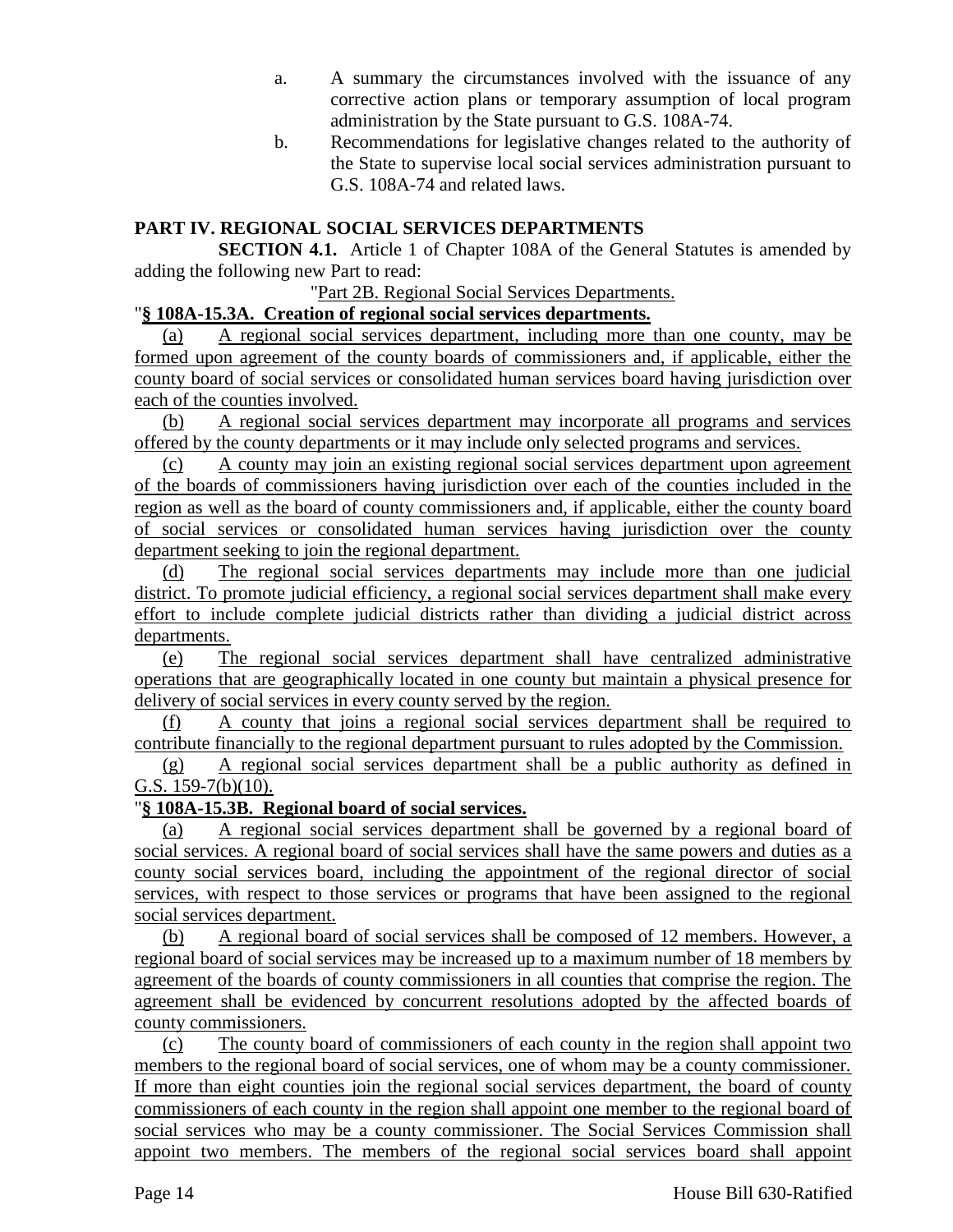a. A summary the circumstances involved with the issuance of any corrective action plans or temporary assumption of local program administration by the State pursuant to G.S. 108A-74.

b. Recommendations for legislative changes related to the authority of the State to supervise local social services administration pursuant to G.S. 108A-74 and related laws.

**PART IV. REGIONAL SOCIAL SERVICES DEPARTMENTS**

**SECTION 4.1.** Article 1 of Chapter 108A of the General Statutes is amended by adding the following new Part to read:

"Part 2B. Regional Social Services Departments.

"**§ 108A-15.3A. Creation of regional social services departments.**

(a) A regional social services department, including more than one county, may be formed upon agreement of the county boards of commissioners and, if applicable, either the county board of social services or consolidated human services board having jurisdiction over each of the counties involved.

(b) A regional social services department may incorporate all programs and services offered by the county departments or it may include only selected programs and services.

(c) A county may join an existing regional social services department upon agreement of the boards of commissioners having jurisdiction over each of the counties included in the region as well as the board of county commissioners and, if applicable, either the county board of social services or consolidated human services having jurisdiction over the county department seeking to join the regional department.

(d) The regional social services departments may include more than one judicial district. To promote judicial efficiency, a regional social services department shall make every effort to include complete judicial districts rather than dividing a judicial district across departments.

(e) The regional social services department shall have centralized administrative operations that are geographically located in one county but maintain a physical presence for delivery of social services in every county served by the region.

(f) A county that joins a regional social services department shall be required to contribute financially to the regional department pursuant to rules adopted by the Commission.

(g) A regional social services department shall be a public authority as defined in G.S. 159-7(b)(10).

"**§ 108A-15.3B. Regional board of social services.**

(a) A regional social services department shall be governed by a regional board of social services. A regional board of social services shall have the same powers and duties as a county social services board, including the appointment of the regional director of social services, with respect to those services or programs that have been assigned to the regional social services department.

(b) A regional board of social services shall be composed of 12 members. However, a regional board of social services may be increased up to a maximum number of 18 members by agreement of the boards of county commissioners in all counties that comprise the region. The agreement shall be evidenced by concurrent resolutions adopted by the affected boards of county commissioners.

(c) The county board of commissioners of each county in the region shall appoint two members to the regional board of social services, one of whom may be a county commissioner. If more than eight counties join the regional social services department, the board of county commissioners of each county in the region shall appoint one member to the regional board of social services who may be a county commissioner. The Social Services Commission shall appoint two members. The members of the regional social services board shall appoint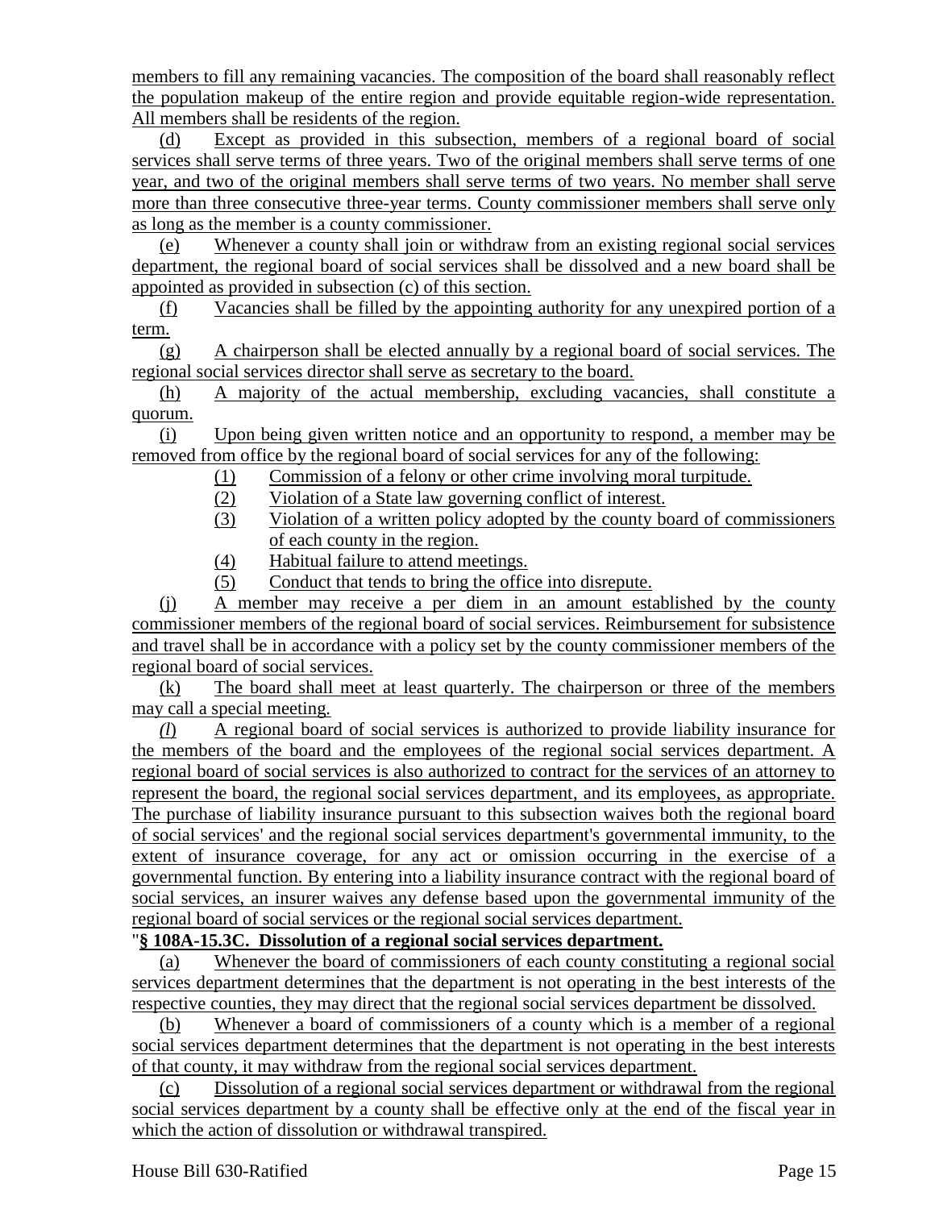members to fill any remaining vacancies. The composition of the board shall reasonably reflect the population makeup of the entire region and provide equitable region-wide representation. All members shall be residents of the region.

(d) Except as provided in this subsection, members of a regional board of social services shall serve terms of three years. Two of the original members shall serve terms of one year, and two of the original members shall serve terms of two years. No member shall serve more than three consecutive three-year terms. County commissioner members shall serve only as long as the member is a county commissioner.

(e) Whenever a county shall join or withdraw from an existing regional social services department, the regional board of social services shall be dissolved and a new board shall be appointed as provided in subsection (c) of this section.

(f) Vacancies shall be filled by the appointing authority for any unexpired portion of a term.

(g) A chairperson shall be elected annually by a regional board of social services. The regional social services director shall serve as secretary to the board.

(h) A majority of the actual membership, excluding vacancies, shall constitute a quorum.

(i) Upon being given written notice and an opportunity to respond, a member may be removed from office by the regional board of social services for any of the following:

- (1) Commission of a felony or other crime involving moral turpitude.
- (2) Violation of a State law governing conflict of interest.
- (3) Violation of a written policy adopted by the county board of commissioners of each county in the region.
- (4) Habitual failure to attend meetings.
- (5) Conduct that tends to bring the office into disrepute.

(j) A member may receive a per diem in an amount established by the county commissioner members of the regional board of social services. Reimbursement for subsistence and travel shall be in accordance with a policy set by the county commissioner members of the regional board of social services.

(k) The board shall meet at least quarterly. The chairperson or three of the members may call a special meeting.

(*l*) A regional board of social services is authorized to provide liability insurance for the members of the board and the employees of the regional social services department. A regional board of social services is also authorized to contract for the services of an attorney to represent the board, the regional social services department, and its employees, as appropriate. The purchase of liability insurance pursuant to this subsection waives both the regional board of social services' and the regional social services department's governmental immunity, to the extent of insurance coverage, for any act or omission occurring in the exercise of a governmental function. By entering into a liability insurance contract with the regional board of social services, an insurer waives any defense based upon the governmental immunity of the regional board of social services or the regional social services department.

"**§ 108A-15.3C. Dissolution of a regional social services department.**

(a) Whenever the board of commissioners of each county constituting a regional social services department determines that the department is not operating in the best interests of the respective counties, they may direct that the regional social services department be dissolved.

(b) Whenever a board of commissioners of a county which is a member of a regional social services department determines that the department is not operating in the best interests of that county, it may withdraw from the regional social services department.

(c) Dissolution of a regional social services department or withdrawal from the regional social services department by a county shall be effective only at the end of the fiscal year in which the action of dissolution or withdrawal transpired.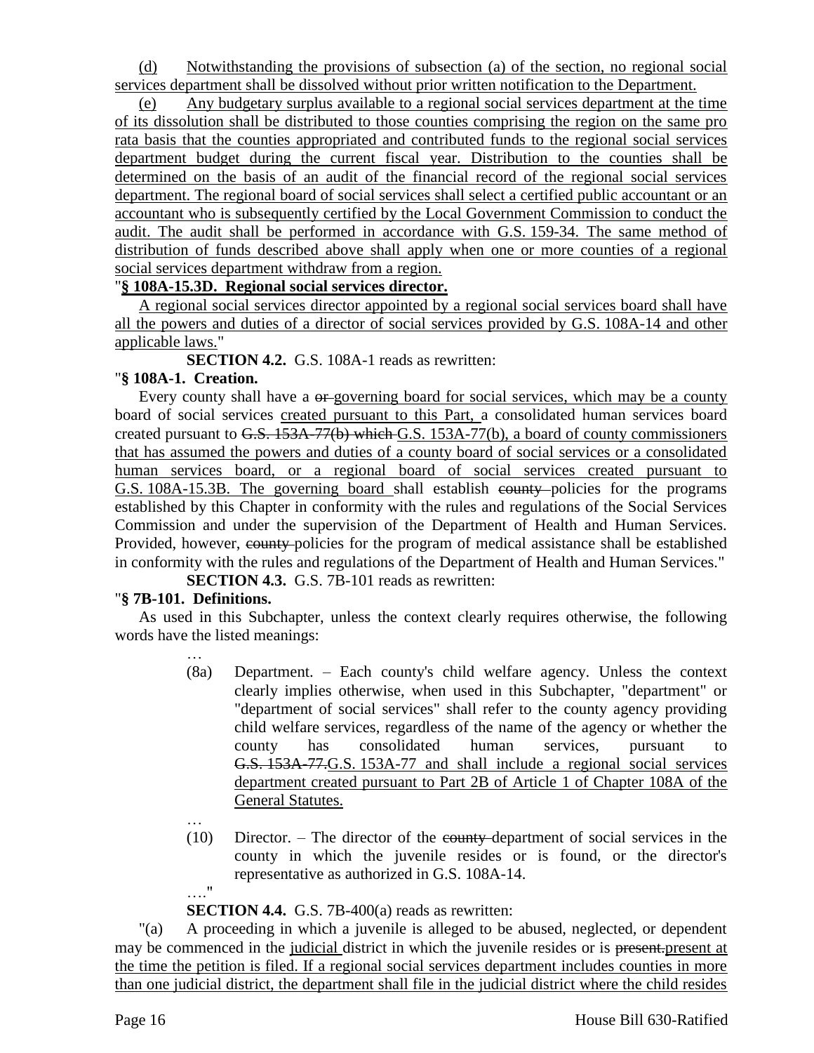(d) Notwithstanding the provisions of subsection (a) of the section, no regional social services department shall be dissolved without prior written notification to the Department.

(e) Any budgetary surplus available to a regional social services department at the time of its dissolution shall be distributed to those counties comprising the region on the same pro rata basis that the counties appropriated and contributed funds to the regional social services department budget during the current fiscal year. Distribution to the counties shall be determined on the basis of an audit of the financial record of the regional social services department. The regional board of social services shall select a certified public accountant or an accountant who is subsequently certified by the Local Government Commission to conduct the audit. The audit shall be performed in accordance with G.S. 159-34. The same method of distribution of funds described above shall apply when one or more counties of a regional social services department withdraw from a region.

"**§ 108A-15.3D. Regional social services director.**

A regional social services director appointed by a regional social services board shall have all the powers and duties of a director of social services provided by G.S. 108A-14 and other applicable laws."

**SECTION 4.2.** G.S. 108A-1 reads as rewritten:

"**§ 108A-1. Creation.**

Every county shall have a ~~or~~ governing board for social services, which may be a county board of social services created pursuant to this Part, a consolidated human services board created pursuant to ~~G.S. 153A-77(b) which~~ G.S. 153A-77(b), a board of county commissioners that has assumed the powers and duties of a county board of social services or a consolidated human services board, or a regional board of social services created pursuant to G.S. 108A-15.3B. The governing board shall establish ~~county~~ policies for the programs established by this Chapter in conformity with the rules and regulations of the Social Services Commission and under the supervision of the Department of Health and Human Services. Provided, however, ~~county~~ policies for the program of medical assistance shall be established in conformity with the rules and regulations of the Department of Health and Human Services."

**SECTION 4.3.** G.S. 7B-101 reads as rewritten:

"**§ 7B-101. Definitions.**

As used in this Subchapter, unless the context clearly requires otherwise, the following words have the listed meanings:

…

(8a) Department. – Each county's child welfare agency. Unless the context clearly implies otherwise, when used in this Subchapter, "department" or "department of social services" shall refer to the county agency providing child welfare services, regardless of the name of the agency or whether the county has consolidated human services, pursuant to ~~G.S. 153A-77.~~ G.S. 153A-77 and shall include a regional social services department created pursuant to Part 2B of Article 1 of Chapter 108A of the General Statutes.

…

(10) Director. – The director of the ~~county~~ department of social services in the county in which the juvenile resides or is found, or the director's representative as authorized in G.S. 108A-14.

…."

**SECTION 4.4.** G.S. 7B-400(a) reads as rewritten:

"(a) A proceeding in which a juvenile is alleged to be abused, neglected, or dependent may be commenced in the judicial district in which the juvenile resides or is ~~present.~~ present at the time the petition is filed. If a regional social services department includes counties in more than one judicial district, the department shall file in the judicial district where the child resides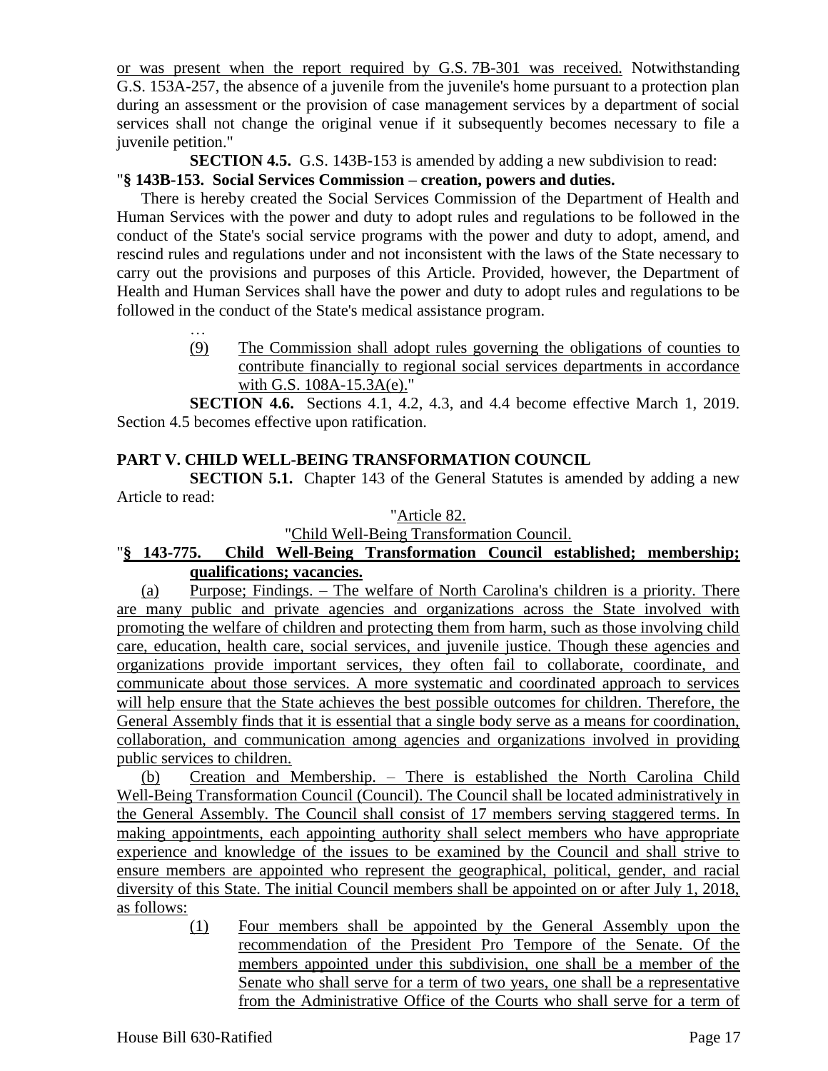or was present when the report required by G.S. 7B-301 was received. Notwithstanding G.S. 153A-257, the absence of a juvenile from the juvenile's home pursuant to a protection plan during an assessment or the provision of case management services by a department of social services shall not change the original venue if it subsequently becomes necessary to file a juvenile petition."

**SECTION 4.5.** G.S. 143B-153 is amended by adding a new subdivision to read:

"**§ 143B-153. Social Services Commission – creation, powers and duties.**

There is hereby created the Social Services Commission of the Department of Health and Human Services with the power and duty to adopt rules and regulations to be followed in the conduct of the State's social service programs with the power and duty to adopt, amend, and rescind rules and regulations under and not inconsistent with the laws of the State necessary to carry out the provisions and purposes of this Article. Provided, however, the Department of Health and Human Services shall have the power and duty to adopt rules and regulations to be followed in the conduct of the State's medical assistance program.

…

(9) The Commission shall adopt rules governing the obligations of counties to contribute financially to regional social services departments in accordance with G.S. 108A-15.3A(e)."

**SECTION 4.6.** Sections 4.1, 4.2, 4.3, and 4.4 become effective March 1, 2019. Section 4.5 becomes effective upon ratification.

**PART V. CHILD WELL-BEING TRANSFORMATION COUNCIL**

**SECTION 5.1.** Chapter 143 of the General Statutes is amended by adding a new Article to read:

"Article 82.

"Child Well-Being Transformation Council.

"**§ 143-775. Child Well-Being Transformation Council established; membership; qualifications; vacancies.**

(a) Purpose; Findings. – The welfare of North Carolina's children is a priority. There are many public and private agencies and organizations across the State involved with promoting the welfare of children and protecting them from harm, such as those involving child care, education, health care, social services, and juvenile justice. Though these agencies and organizations provide important services, they often fail to collaborate, coordinate, and communicate about those services. A more systematic and coordinated approach to services will help ensure that the State achieves the best possible outcomes for children. Therefore, the General Assembly finds that it is essential that a single body serve as a means for coordination, collaboration, and communication among agencies and organizations involved in providing public services to children.

(b) Creation and Membership. – There is established the North Carolina Child Well-Being Transformation Council (Council). The Council shall be located administratively in the General Assembly. The Council shall consist of 17 members serving staggered terms. In making appointments, each appointing authority shall select members who have appropriate experience and knowledge of the issues to be examined by the Council and shall strive to ensure members are appointed who represent the geographical, political, gender, and racial diversity of this State. The initial Council members shall be appointed on or after July 1, 2018, as follows:

(1) Four members shall be appointed by the General Assembly upon the recommendation of the President Pro Tempore of the Senate. Of the members appointed under this subdivision, one shall be a member of the Senate who shall serve for a term of two years, one shall be a representative from the Administrative Office of the Courts who shall serve for a term of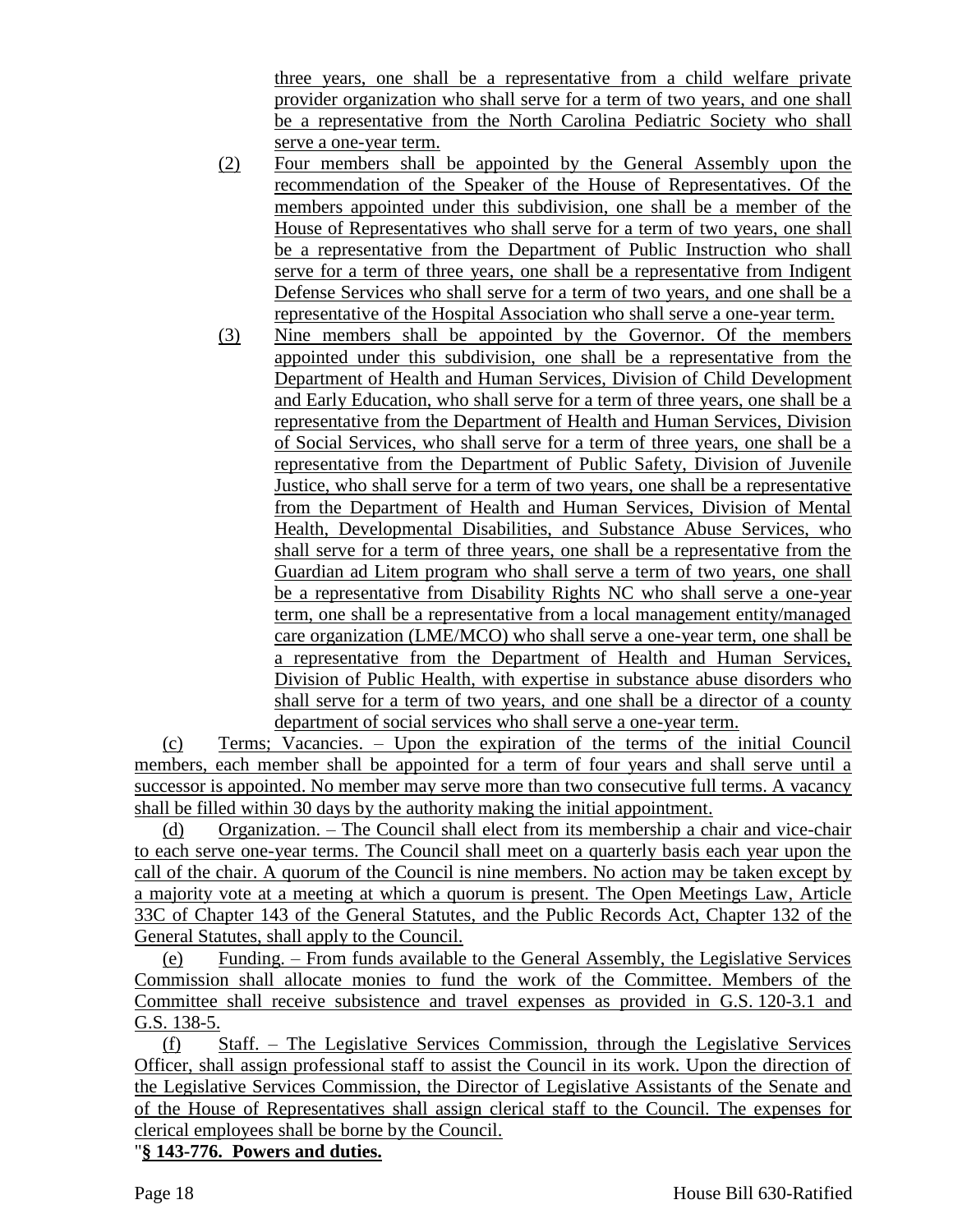three years, one shall be a representative from a child welfare private provider organization who shall serve for a term of two years, and one shall be a representative from the North Carolina Pediatric Society who shall serve a one-year term.

(2) Four members shall be appointed by the General Assembly upon the recommendation of the Speaker of the House of Representatives. Of the members appointed under this subdivision, one shall be a member of the House of Representatives who shall serve for a term of two years, one shall be a representative from the Department of Public Instruction who shall serve for a term of three years, one shall be a representative from Indigent Defense Services who shall serve for a term of two years, and one shall be a representative of the Hospital Association who shall serve a one-year term.

(3) Nine members shall be appointed by the Governor. Of the members appointed under this subdivision, one shall be a representative from the Department of Health and Human Services, Division of Child Development and Early Education, who shall serve for a term of three years, one shall be a representative from the Department of Health and Human Services, Division of Social Services, who shall serve for a term of three years, one shall be a representative from the Department of Public Safety, Division of Juvenile Justice, who shall serve for a term of two years, one shall be a representative from the Department of Health and Human Services, Division of Mental Health, Developmental Disabilities, and Substance Abuse Services, who shall serve for a term of three years, one shall be a representative from the Guardian ad Litem program who shall serve a term of two years, one shall be a representative from Disability Rights NC who shall serve a one-year term, one shall be a representative from a local management entity/managed care organization (LME/MCO) who shall serve a one-year term, one shall be a representative from the Department of Health and Human Services, Division of Public Health, with expertise in substance abuse disorders who shall serve for a term of two years, and one shall be a director of a county department of social services who shall serve a one-year term.

(c) Terms; Vacancies. – Upon the expiration of the terms of the initial Council members, each member shall be appointed for a term of four years and shall serve until a successor is appointed. No member may serve more than two consecutive full terms. A vacancy shall be filled within 30 days by the authority making the initial appointment.

(d) Organization. – The Council shall elect from its membership a chair and vice-chair to each serve one-year terms. The Council shall meet on a quarterly basis each year upon the call of the chair. A quorum of the Council is nine members. No action may be taken except by a majority vote at a meeting at which a quorum is present. The Open Meetings Law, Article 33C of Chapter 143 of the General Statutes, and the Public Records Act, Chapter 132 of the General Statutes, shall apply to the Council.

(e) Funding. – From funds available to the General Assembly, the Legislative Services Commission shall allocate monies to fund the work of the Committee. Members of the Committee shall receive subsistence and travel expenses as provided in G.S. 120-3.1 and G.S. 138-5.

(f) Staff. – The Legislative Services Commission, through the Legislative Services Officer, shall assign professional staff to assist the Council in its work. Upon the direction of the Legislative Services Commission, the Director of Legislative Assistants of the Senate and of the House of Representatives shall assign clerical staff to the Council. The expenses for clerical employees shall be borne by the Council.

"**§ 143-776. Powers and duties.**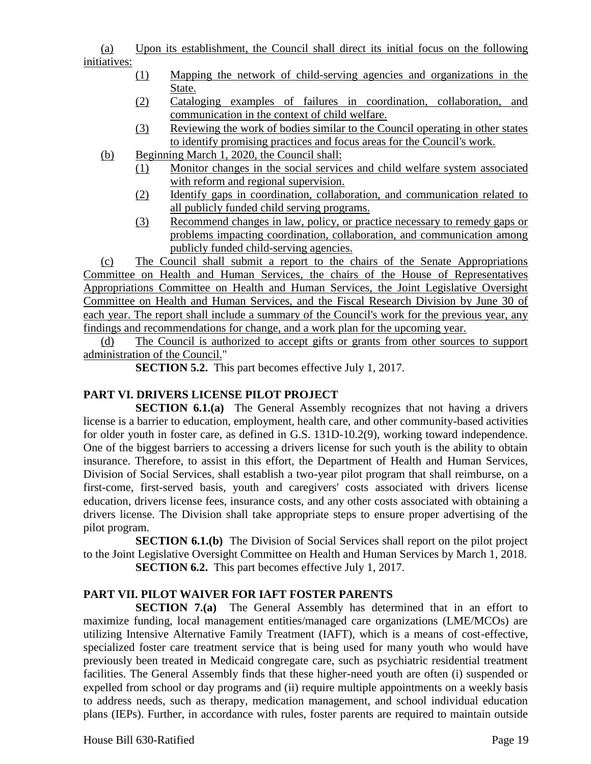(a) Upon its establishment, the Council shall direct its initial focus on the following initiatives:

(1) Mapping the network of child-serving agencies and organizations in the State.

(2) Cataloging examples of failures in coordination, collaboration, and communication in the context of child welfare.

(3) Reviewing the work of bodies similar to the Council operating in other states to identify promising practices and focus areas for the Council's work.

(b) Beginning March 1, 2020, the Council shall:

(1) Monitor changes in the social services and child welfare system associated with reform and regional supervision.

(2) Identify gaps in coordination, collaboration, and communication related to all publicly funded child serving programs.

(3) Recommend changes in law, policy, or practice necessary to remedy gaps or problems impacting coordination, collaboration, and communication among publicly funded child-serving agencies.

(c) The Council shall submit a report to the chairs of the Senate Appropriations Committee on Health and Human Services, the chairs of the House of Representatives Appropriations Committee on Health and Human Services, the Joint Legislative Oversight Committee on Health and Human Services, and the Fiscal Research Division by June 30 of each year. The report shall include a summary of the Council's work for the previous year, any findings and recommendations for change, and a work plan for the upcoming year.

(d) The Council is authorized to accept gifts or grants from other sources to support administration of the Council."

**SECTION 5.2.** This part becomes effective July 1, 2017.

## PART VI. DRIVERS LICENSE PILOT PROJECT

**SECTION 6.1.(a)** The General Assembly recognizes that not having a drivers license is a barrier to education, employment, health care, and other community-based activities for older youth in foster care, as defined in G.S. 131D-10.2(9), working toward independence. One of the biggest barriers to accessing a drivers license for such youth is the ability to obtain insurance. Therefore, to assist in this effort, the Department of Health and Human Services, Division of Social Services, shall establish a two-year pilot program that shall reimburse, on a first-come, first-served basis, youth and caregivers' costs associated with drivers license education, drivers license fees, insurance costs, and any other costs associated with obtaining a drivers license. The Division shall take appropriate steps to ensure proper advertising of the pilot program.

**SECTION 6.1.(b)** The Division of Social Services shall report on the pilot project to the Joint Legislative Oversight Committee on Health and Human Services by March 1, 2018.

**SECTION 6.2.** This part becomes effective July 1, 2017.

## PART VII. PILOT WAIVER FOR IAFT FOSTER PARENTS

**SECTION 7.(a)** The General Assembly has determined that in an effort to maximize funding, local management entities/managed care organizations (LME/MCOs) are utilizing Intensive Alternative Family Treatment (IAFT), which is a means of cost-effective, specialized foster care treatment service that is being used for many youth who would have previously been treated in Medicaid congregate care, such as psychiatric residential treatment facilities. The General Assembly finds that these higher-need youth are often (i) suspended or expelled from school or day programs and (ii) require multiple appointments on a weekly basis to address needs, such as therapy, medication management, and school individual education plans (IEPs). Further, in accordance with rules, foster parents are required to maintain outside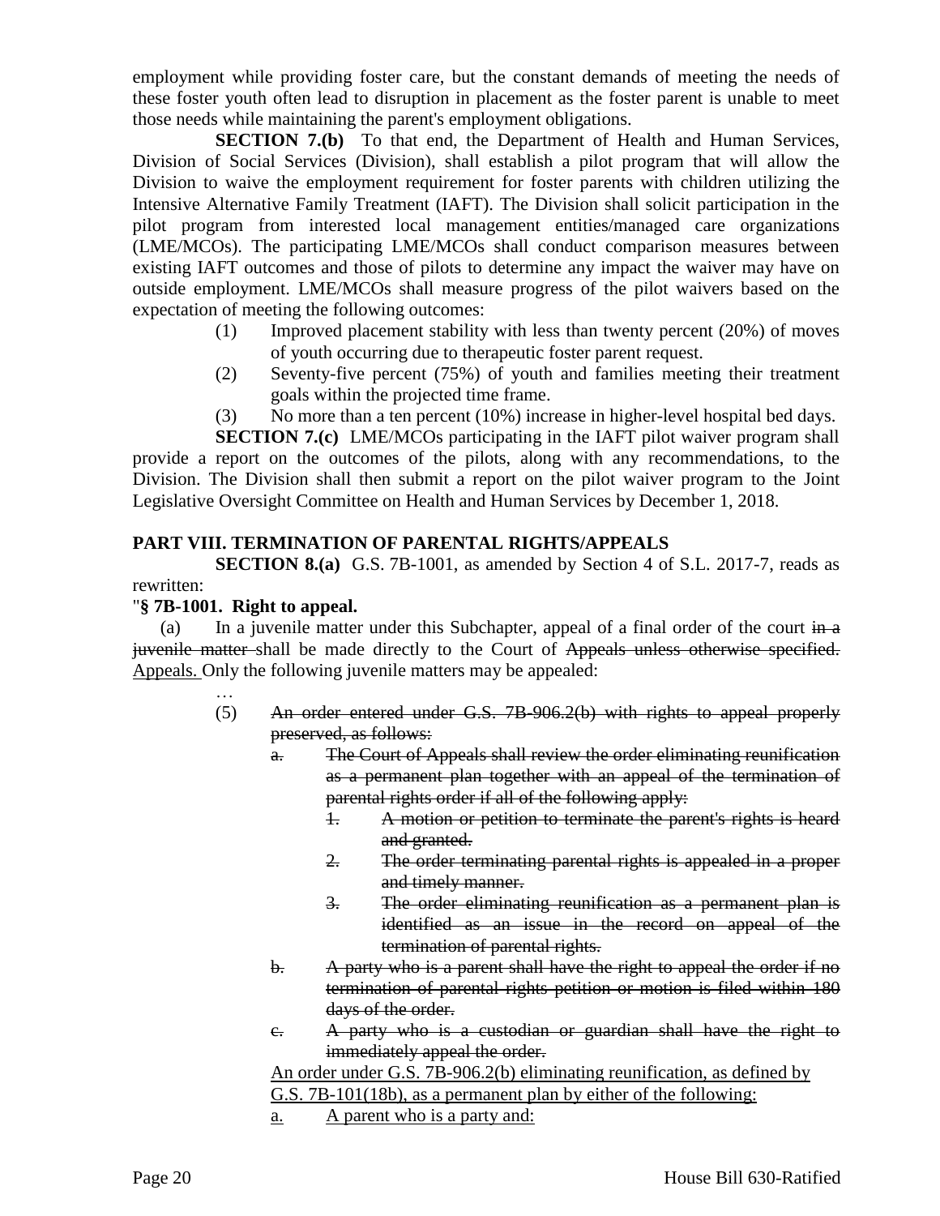employment while providing foster care, but the constant demands of meeting the needs of these foster youth often lead to disruption in placement as the foster parent is unable to meet those needs while maintaining the parent's employment obligations.

**SECTION 7.(b)** To that end, the Department of Health and Human Services, Division of Social Services (Division), shall establish a pilot program that will allow the Division to waive the employment requirement for foster parents with children utilizing the Intensive Alternative Family Treatment (IAFT). The Division shall solicit participation in the pilot program from interested local management entities/managed care organizations (LME/MCOs). The participating LME/MCOs shall conduct comparison measures between existing IAFT outcomes and those of pilots to determine any impact the waiver may have on outside employment. LME/MCOs shall measure progress of the pilot waivers based on the expectation of meeting the following outcomes:

(1) Improved placement stability with less than twenty percent (20%) of moves of youth occurring due to therapeutic foster parent request.

(2) Seventy-five percent (75%) of youth and families meeting their treatment goals within the projected time frame.

(3) No more than a ten percent (10%) increase in higher-level hospital bed days.

**SECTION 7.(c)** LME/MCOs participating in the IAFT pilot waiver program shall provide a report on the outcomes of the pilots, along with any recommendations, to the Division. The Division shall then submit a report on the pilot waiver program to the Joint Legislative Oversight Committee on Health and Human Services by December 1, 2018.

## PART VIII. TERMINATION OF PARENTAL RIGHTS/APPEALS

**SECTION 8.(a)** G.S. 7B-1001, as amended by Section 4 of S.L. 2017-7, reads as rewritten:

"**§ 7B-1001. Right to appeal.**

(a) In a juvenile matter under this Subchapter, appeal of a final order of the court ~~in a juvenile matter~~ shall be made directly to the Court of ~~Appeals unless otherwise specified.~~ Appeals. Only the following juvenile matters may be appealed:

…

(5) ~~An order entered under G.S. 7B-906.2(b) with rights to appeal properly preserved, as follows:~~

~~a. The Court of Appeals shall review the order eliminating reunification as a permanent plan together with an appeal of the termination of parental rights order if all of the following apply:~~

~~1. A motion or petition to terminate the parent's rights is heard and granted.~~

~~2. The order terminating parental rights is appealed in a proper and timely manner.~~

~~3. The order eliminating reunification as a permanent plan is identified as an issue in the record on appeal of the termination of parental rights.~~

~~b. A party who is a parent shall have the right to appeal the order if no termination of parental rights petition or motion is filed within 180 days of the order.~~

~~c. A party who is a custodian or guardian shall have the right to immediately appeal the order.~~

An order under G.S. 7B-906.2(b) eliminating reunification, as defined by G.S. 7B-101(18b), as a permanent plan by either of the following:

a. A parent who is a party and: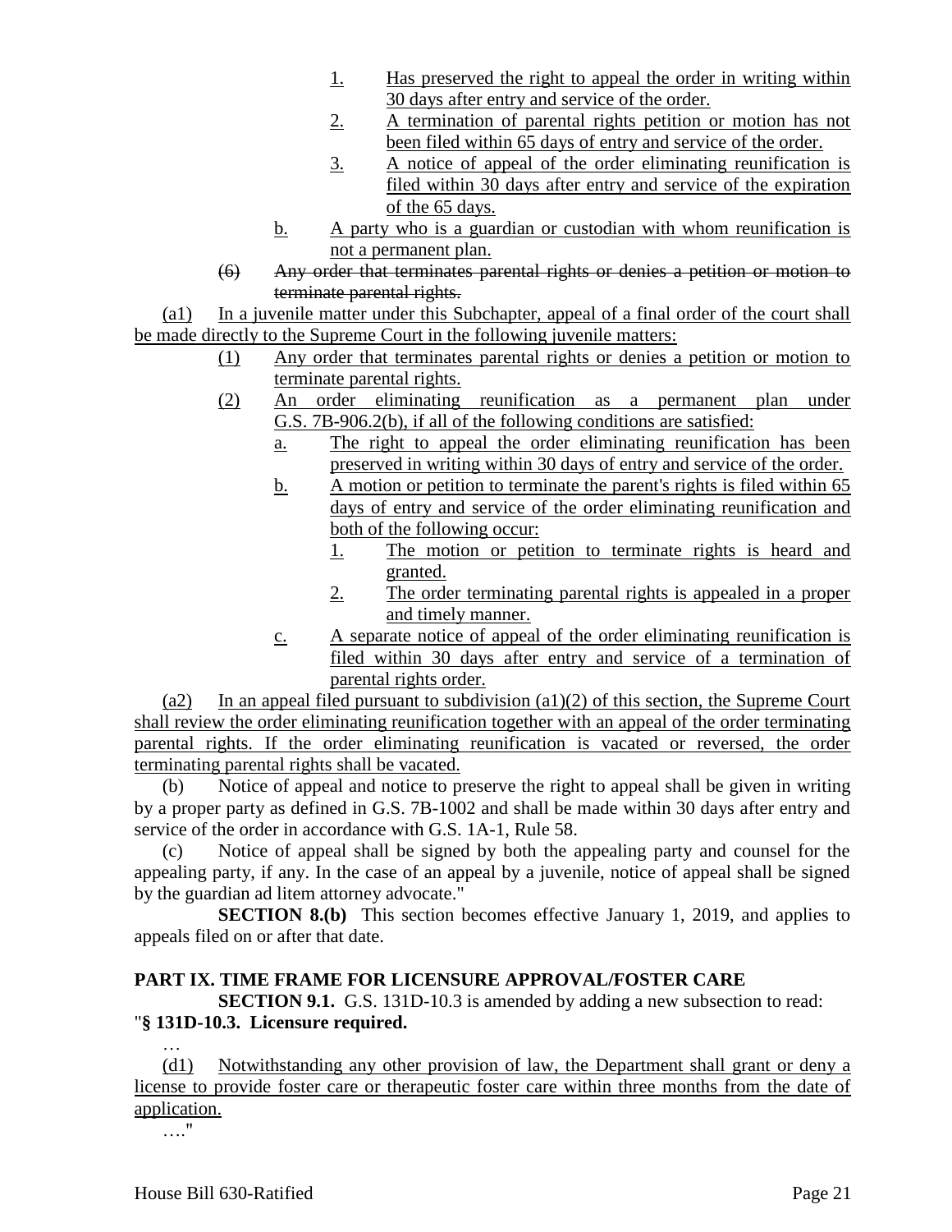1. Has preserved the right to appeal the order in writing within 30 days after entry and service of the order.
2. A termination of parental rights petition or motion has not been filed within 65 days of entry and service of the order.
3. A notice of appeal of the order eliminating reunification is filed within 30 days after entry and service of the expiration of the 65 days.

b. A party who is a guardian or custodian with whom reunification is not a permanent plan.

~~(6) Any order that terminates parental rights or denies a petition or motion to terminate parental rights.~~

(a1) In a juvenile matter under this Subchapter, appeal of a final order of the court shall be made directly to the Supreme Court in the following juvenile matters:

(1) Any order that terminates parental rights or denies a petition or motion to terminate parental rights.

(2) An order eliminating reunification as a permanent plan under G.S. 7B-906.2(b), if all of the following conditions are satisfied:

a. The right to appeal the order eliminating reunification has been preserved in writing within 30 days of entry and service of the order.

b. A motion or petition to terminate the parent's rights is filed within 65 days of entry and service of the order eliminating reunification and both of the following occur:

1. The motion or petition to terminate rights is heard and granted.
2. The order terminating parental rights is appealed in a proper and timely manner.

c. A separate notice of appeal of the order eliminating reunification is filed within 30 days after entry and service of a termination of parental rights order.

(a2) In an appeal filed pursuant to subdivision (a1)(2) of this section, the Supreme Court shall review the order eliminating reunification together with an appeal of the order terminating parental rights. If the order eliminating reunification is vacated or reversed, the order terminating parental rights shall be vacated.

(b) Notice of appeal and notice to preserve the right to appeal shall be given in writing by a proper party as defined in G.S. 7B-1002 and shall be made within 30 days after entry and service of the order in accordance with G.S. 1A-1, Rule 58.

(c) Notice of appeal shall be signed by both the appealing party and counsel for the appealing party, if any. In the case of an appeal by a juvenile, notice of appeal shall be signed by the guardian ad litem attorney advocate."

**SECTION 8.(b)** This section becomes effective January 1, 2019, and applies to appeals filed on or after that date.

## PART IX. TIME FRAME FOR LICENSURE APPROVAL/FOSTER CARE

**SECTION 9.1.** G.S. 131D-10.3 is amended by adding a new subsection to read:

"**§ 131D-10.3. Licensure required.**

…

(d1) Notwithstanding any other provision of law, the Department shall grant or deny a license to provide foster care or therapeutic foster care within three months from the date of application.

…."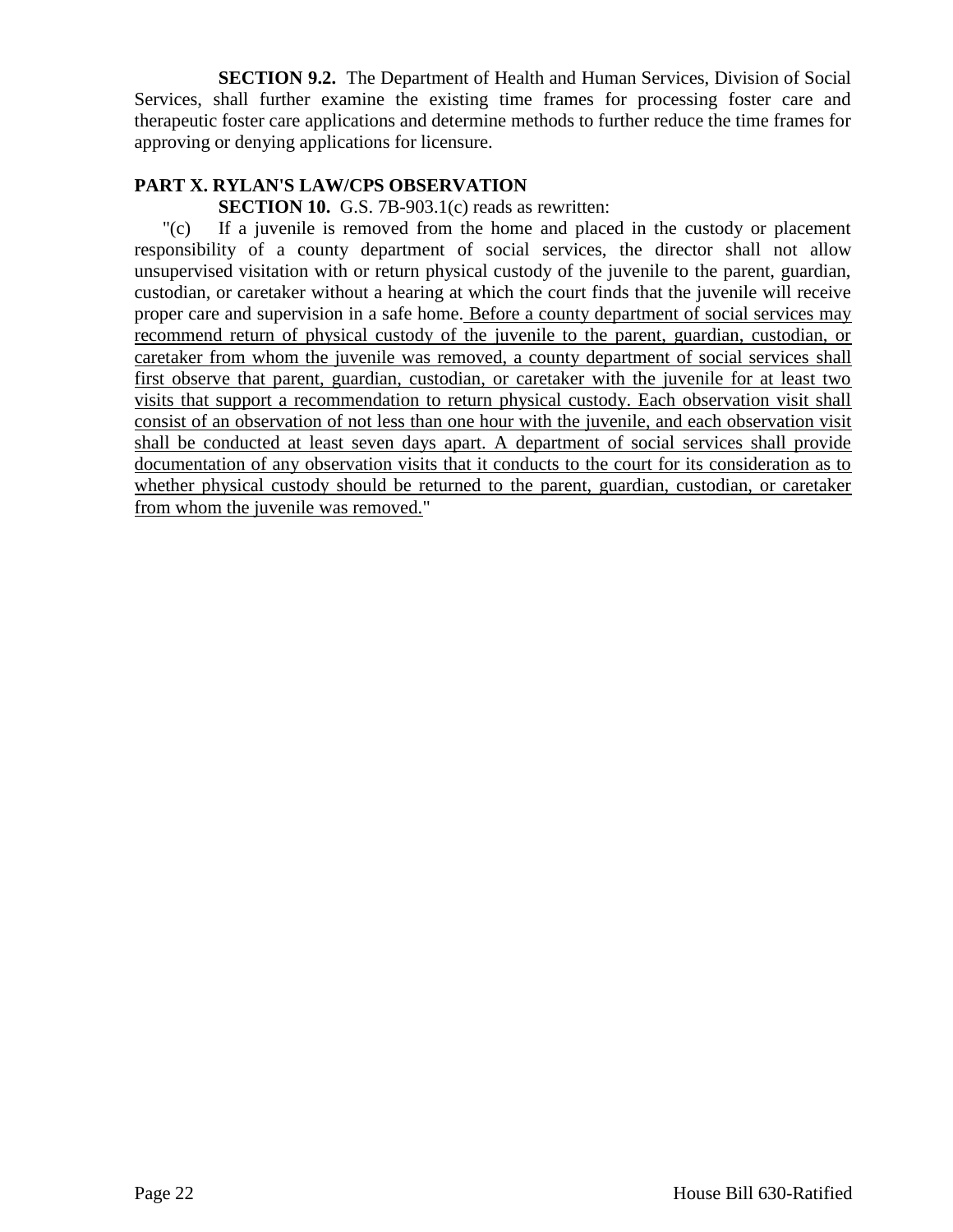**SECTION 9.2.** The Department of Health and Human Services, Division of Social Services, shall further examine the existing time frames for processing foster care and therapeutic foster care applications and determine methods to further reduce the time frames for approving or denying applications for licensure.

**PART X. RYLAN'S LAW/CPS OBSERVATION**

**SECTION 10.** G.S. 7B-903.1(c) reads as rewritten:

"(c) If a juvenile is removed from the home and placed in the custody or placement responsibility of a county department of social services, the director shall not allow unsupervised visitation with or return physical custody of the juvenile to the parent, guardian, custodian, or caretaker without a hearing at which the court finds that the juvenile will receive proper care and supervision in a safe home. Before a county department of social services may recommend return of physical custody of the juvenile to the parent, guardian, custodian, or caretaker from whom the juvenile was removed, a county department of social services shall first observe that parent, guardian, custodian, or caretaker with the juvenile for at least two visits that support a recommendation to return physical custody. Each observation visit shall consist of an observation of not less than one hour with the juvenile, and each observation visit shall be conducted at least seven days apart. A department of social services shall provide documentation of any observation visits that it conducts to the court for its consideration as to whether physical custody should be returned to the parent, guardian, custodian, or caretaker from whom the juvenile was removed."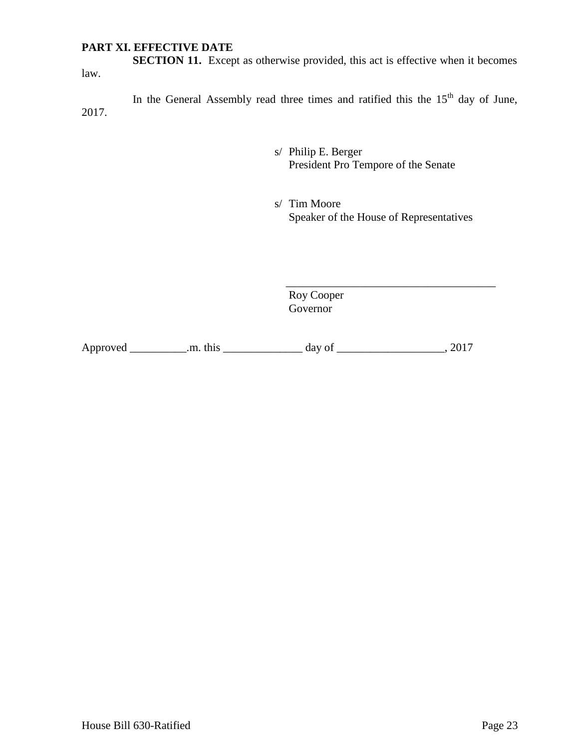**PART XI. EFFECTIVE DATE**

**SECTION 11.** Except as otherwise provided, this act is effective when it becomes law.

In the General Assembly read three times and ratified this the 15th day of June, 2017.

s/ Philip E. Berger
President Pro Tempore of the Senate

s/ Tim Moore
Speaker of the House of Representatives

\_\_\_\_\_\_\_\_\_\_\_\_\_\_\_\_\_\_\_\_\_\_\_\_\_\_\_\_\_\_\_\_\_\_\_\_\_\_\_\_
Roy Cooper
Governor

Approved \_\_\_\_\_\_\_\_\_\_.m. this \_\_\_\_\_\_\_\_\_\_\_\_\_\_ day of \_\_\_\_\_\_\_\_\_\_\_\_\_\_\_\_\_\_\_, 2017